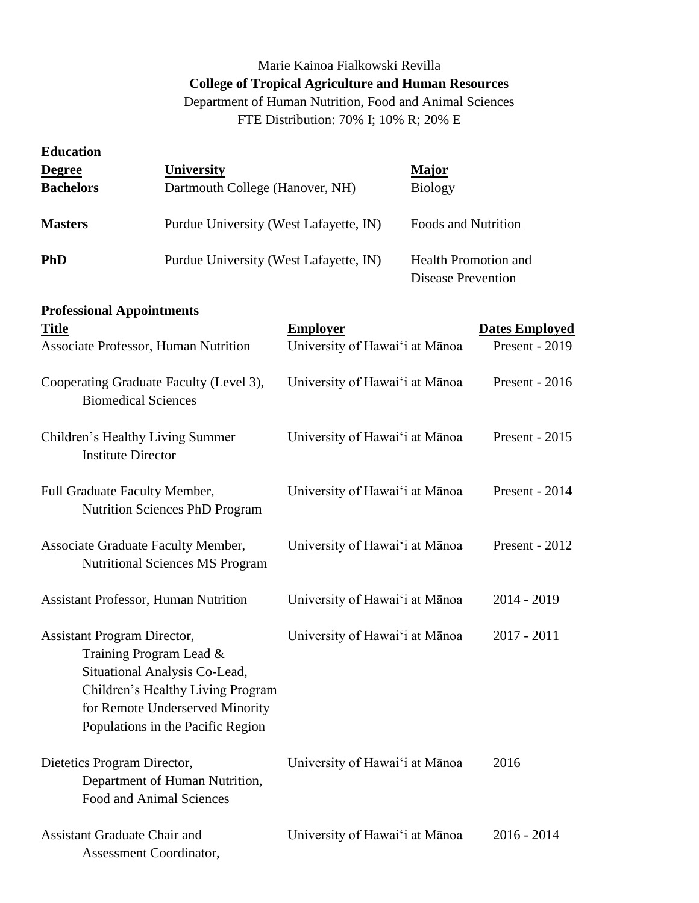Marie Kainoa Fialkowski Revilla

**College of Tropical Agriculture and Human Resources**

Department of Human Nutrition, Food and Animal Sciences

FTE Distribution: 70% I; 10% R; 20% E

## Education

| Degree | University | Major |
|---|---|---|
| **Bachelors** | Dartmouth College (Hanover, NH) | Biology |
| **Masters** | Purdue University (West Lafayette, IN) | Foods and Nutrition |
| **PhD** | Purdue University (West Lafayette, IN) | Health Promotion and Disease Prevention |

## Professional Appointments

| Title | Employer | Dates Employed |
|---|---|---|
| Associate Professor, Human Nutrition | University of Hawai'i at Mānoa | Present - 2019 |
| Cooperating Graduate Faculty (Level 3), Biomedical Sciences | University of Hawai'i at Mānoa | Present - 2016 |
| Children's Healthy Living Summer Institute Director | University of Hawai'i at Mānoa | Present - 2015 |
| Full Graduate Faculty Member, Nutrition Sciences PhD Program | University of Hawai'i at Mānoa | Present - 2014 |
| Associate Graduate Faculty Member, Nutritional Sciences MS Program | University of Hawai'i at Mānoa | Present - 2012 |
| Assistant Professor, Human Nutrition | University of Hawai'i at Mānoa | 2014 - 2019 |
| Assistant Program Director, Training Program Lead & Situational Analysis Co-Lead, Children's Healthy Living Program for Remote Underserved Minority Populations in the Pacific Region | University of Hawai'i at Mānoa | 2017 - 2011 |
| Dietetics Program Director, Department of Human Nutrition, Food and Animal Sciences | University of Hawai'i at Mānoa | 2016 |
| Assistant Graduate Chair and Assessment Coordinator, | University of Hawai'i at Mānoa | 2016 - 2014 |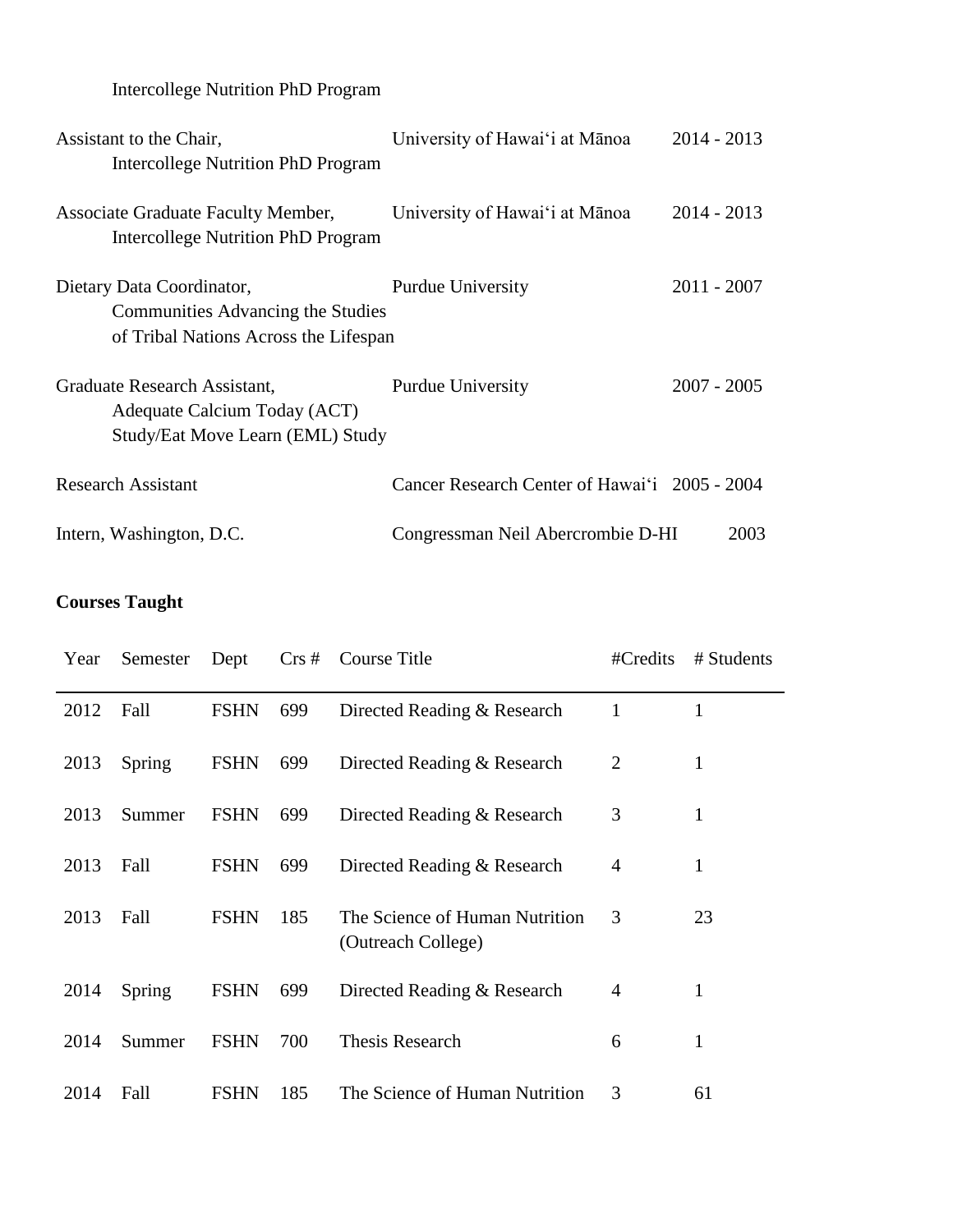Intercollege Nutrition PhD Program

| | | |
|---|---|---|
| Assistant to the Chair,<br>Intercollege Nutrition PhD Program | University of Hawai‘i at Mānoa | 2014 - 2013 |
| Associate Graduate Faculty Member,<br>Intercollege Nutrition PhD Program | University of Hawai‘i at Mānoa | 2014 - 2013 |
| Dietary Data Coordinator,<br>Communities Advancing the Studies of Tribal Nations Across the Lifespan | Purdue University | 2011 - 2007 |
| Graduate Research Assistant,<br>Adequate Calcium Today (ACT) Study/Eat Move Learn (EML) Study | Purdue University | 2007 - 2005 |
| Research Assistant | Cancer Research Center of Hawai‘i | 2005 - 2004 |
| Intern, Washington, D.C. | Congressman Neil Abercrombie D-HI | 2003 |

**Courses Taught**

| Year | Semester | Dept | Crs # | Course Title | #Credits | # Students |
|---|---|---|---|---|---|---|
| 2012 | Fall | FSHN | 699 | Directed Reading & Research | 1 | 1 |
| 2013 | Spring | FSHN | 699 | Directed Reading & Research | 2 | 1 |
| 2013 | Summer | FSHN | 699 | Directed Reading & Research | 3 | 1 |
| 2013 | Fall | FSHN | 699 | Directed Reading & Research | 4 | 1 |
| 2013 | Fall | FSHN | 185 | The Science of Human Nutrition (Outreach College) | 3 | 23 |
| 2014 | Spring | FSHN | 699 | Directed Reading & Research | 4 | 1 |
| 2014 | Summer | FSHN | 700 | Thesis Research | 6 | 1 |
| 2014 | Fall | FSHN | 185 | The Science of Human Nutrition | 3 | 61 |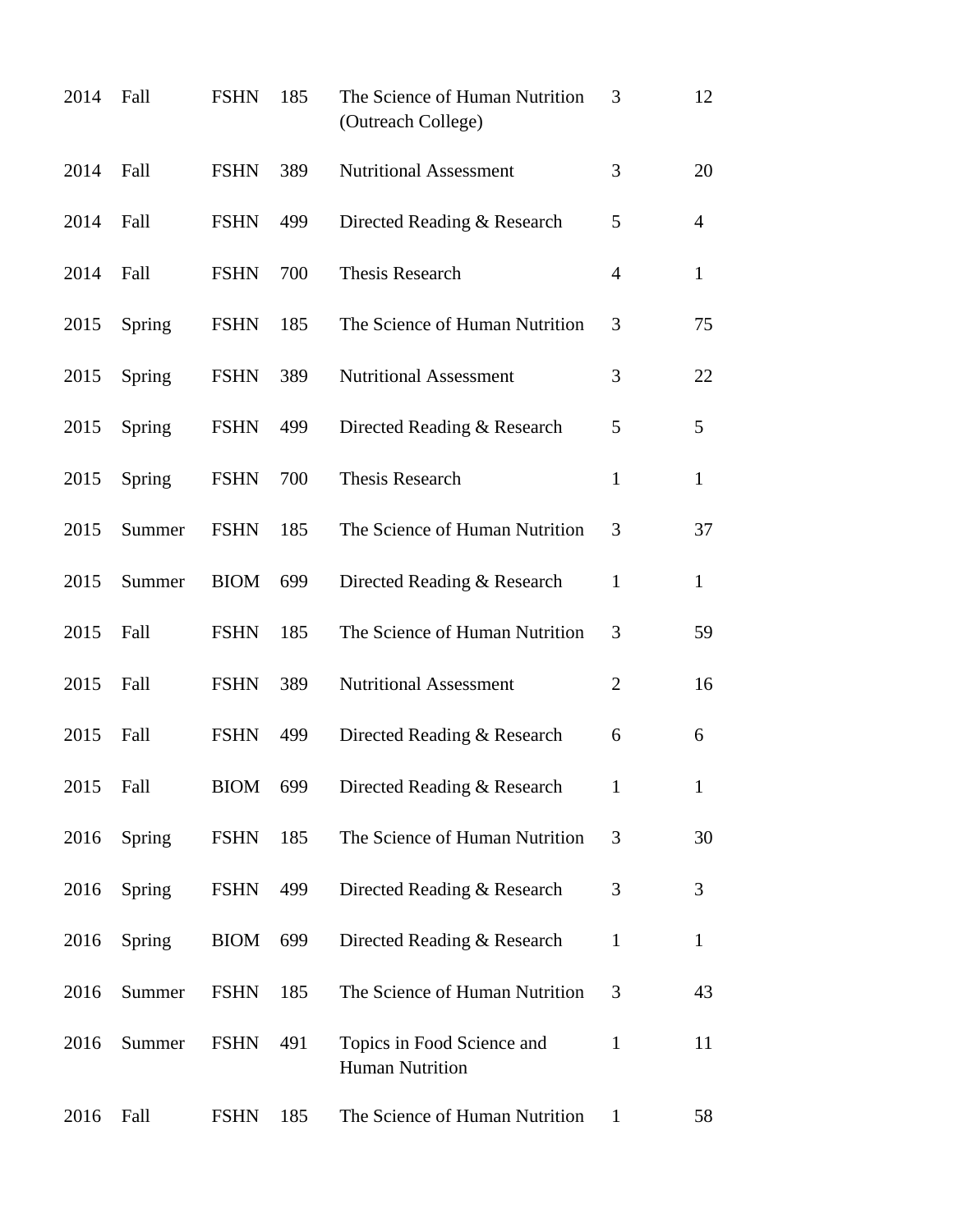| | | | | | | |
|---|---|---|---|---|---|---|
| 2014 | Fall | FSHN | 185 | The Science of Human Nutrition (Outreach College) | 3 | 12 |
| 2014 | Fall | FSHN | 389 | Nutritional Assessment | 3 | 20 |
| 2014 | Fall | FSHN | 499 | Directed Reading & Research | 5 | 4 |
| 2014 | Fall | FSHN | 700 | Thesis Research | 4 | 1 |
| 2015 | Spring | FSHN | 185 | The Science of Human Nutrition | 3 | 75 |
| 2015 | Spring | FSHN | 389 | Nutritional Assessment | 3 | 22 |
| 2015 | Spring | FSHN | 499 | Directed Reading & Research | 5 | 5 |
| 2015 | Spring | FSHN | 700 | Thesis Research | 1 | 1 |
| 2015 | Summer | FSHN | 185 | The Science of Human Nutrition | 3 | 37 |
| 2015 | Summer | BIOM | 699 | Directed Reading & Research | 1 | 1 |
| 2015 | Fall | FSHN | 185 | The Science of Human Nutrition | 3 | 59 |
| 2015 | Fall | FSHN | 389 | Nutritional Assessment | 2 | 16 |
| 2015 | Fall | FSHN | 499 | Directed Reading & Research | 6 | 6 |
| 2015 | Fall | BIOM | 699 | Directed Reading & Research | 1 | 1 |
| 2016 | Spring | FSHN | 185 | The Science of Human Nutrition | 3 | 30 |
| 2016 | Spring | FSHN | 499 | Directed Reading & Research | 3 | 3 |
| 2016 | Spring | BIOM | 699 | Directed Reading & Research | 1 | 1 |
| 2016 | Summer | FSHN | 185 | The Science of Human Nutrition | 3 | 43 |
| 2016 | Summer | FSHN | 491 | Topics in Food Science and Human Nutrition | 1 | 11 |
| 2016 | Fall | FSHN | 185 | The Science of Human Nutrition | 1 | 58 |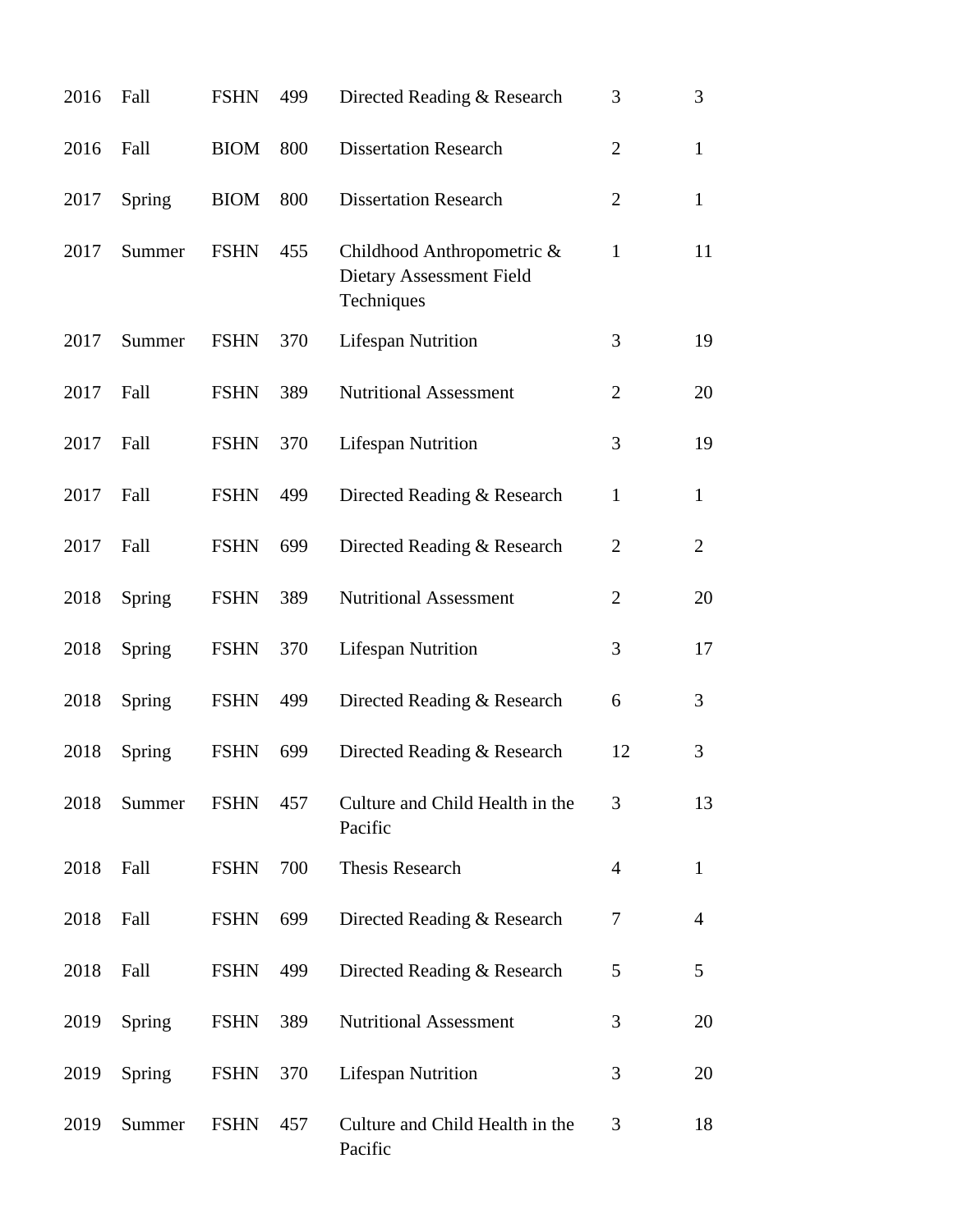| | | | | | | |
|---|---|---|---|---|---|---|
| 2016 | Fall | FSHN | 499 | Directed Reading & Research | 3 | 3 |
| 2016 | Fall | BIOM | 800 | Dissertation Research | 2 | 1 |
| 2017 | Spring | BIOM | 800 | Dissertation Research | 2 | 1 |
| 2017 | Summer | FSHN | 455 | Childhood Anthropometric & Dietary Assessment Field Techniques | 1 | 11 |
| 2017 | Summer | FSHN | 370 | Lifespan Nutrition | 3 | 19 |
| 2017 | Fall | FSHN | 389 | Nutritional Assessment | 2 | 20 |
| 2017 | Fall | FSHN | 370 | Lifespan Nutrition | 3 | 19 |
| 2017 | Fall | FSHN | 499 | Directed Reading & Research | 1 | 1 |
| 2017 | Fall | FSHN | 699 | Directed Reading & Research | 2 | 2 |
| 2018 | Spring | FSHN | 389 | Nutritional Assessment | 2 | 20 |
| 2018 | Spring | FSHN | 370 | Lifespan Nutrition | 3 | 17 |
| 2018 | Spring | FSHN | 499 | Directed Reading & Research | 6 | 3 |
| 2018 | Spring | FSHN | 699 | Directed Reading & Research | 12 | 3 |
| 2018 | Summer | FSHN | 457 | Culture and Child Health in the Pacific | 3 | 13 |
| 2018 | Fall | FSHN | 700 | Thesis Research | 4 | 1 |
| 2018 | Fall | FSHN | 699 | Directed Reading & Research | 7 | 4 |
| 2018 | Fall | FSHN | 499 | Directed Reading & Research | 5 | 5 |
| 2019 | Spring | FSHN | 389 | Nutritional Assessment | 3 | 20 |
| 2019 | Spring | FSHN | 370 | Lifespan Nutrition | 3 | 20 |
| 2019 | Summer | FSHN | 457 | Culture and Child Health in the Pacific | 3 | 18 |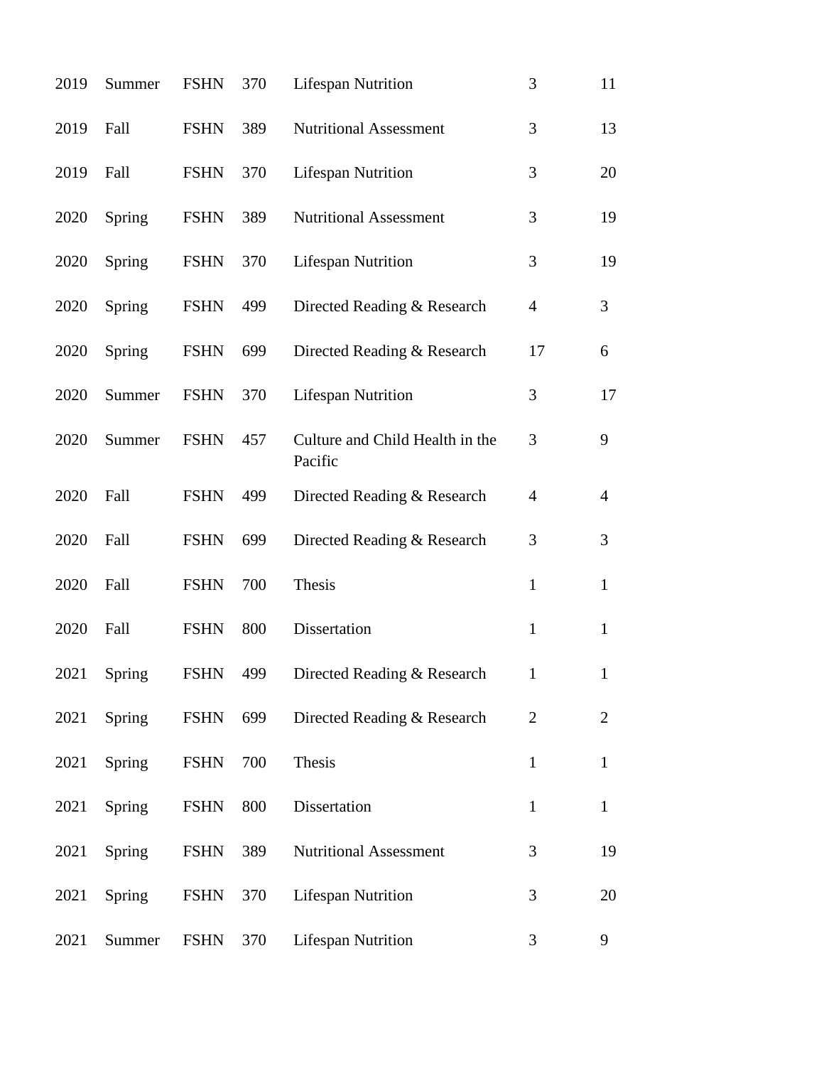| | | | | | | |
|---|---|---|---|---|---|---|
| 2019 | Summer | FSHN | 370 | Lifespan Nutrition | 3 | 11 |
| 2019 | Fall | FSHN | 389 | Nutritional Assessment | 3 | 13 |
| 2019 | Fall | FSHN | 370 | Lifespan Nutrition | 3 | 20 |
| 2020 | Spring | FSHN | 389 | Nutritional Assessment | 3 | 19 |
| 2020 | Spring | FSHN | 370 | Lifespan Nutrition | 3 | 19 |
| 2020 | Spring | FSHN | 499 | Directed Reading & Research | 4 | 3 |
| 2020 | Spring | FSHN | 699 | Directed Reading & Research | 17 | 6 |
| 2020 | Summer | FSHN | 370 | Lifespan Nutrition | 3 | 17 |
| 2020 | Summer | FSHN | 457 | Culture and Child Health in the Pacific | 3 | 9 |
| 2020 | Fall | FSHN | 499 | Directed Reading & Research | 4 | 4 |
| 2020 | Fall | FSHN | 699 | Directed Reading & Research | 3 | 3 |
| 2020 | Fall | FSHN | 700 | Thesis | 1 | 1 |
| 2020 | Fall | FSHN | 800 | Dissertation | 1 | 1 |
| 2021 | Spring | FSHN | 499 | Directed Reading & Research | 1 | 1 |
| 2021 | Spring | FSHN | 699 | Directed Reading & Research | 2 | 2 |
| 2021 | Spring | FSHN | 700 | Thesis | 1 | 1 |
| 2021 | Spring | FSHN | 800 | Dissertation | 1 | 1 |
| 2021 | Spring | FSHN | 389 | Nutritional Assessment | 3 | 19 |
| 2021 | Spring | FSHN | 370 | Lifespan Nutrition | 3 | 20 |
| 2021 | Summer | FSHN | 370 | Lifespan Nutrition | 3 | 9 |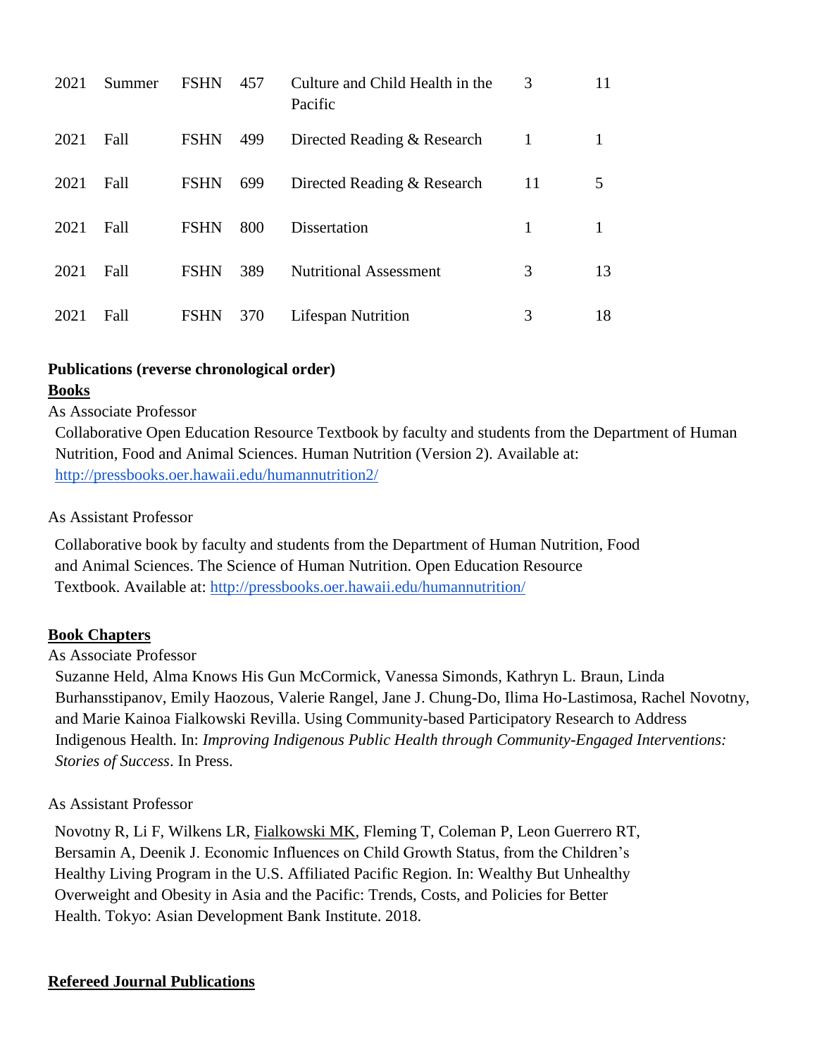| | | | | | | |
|---|---|---|---|---|---|---|
| 2021 | Summer | FSHN | 457 | Culture and Child Health in the Pacific | 3 | 11 |
| 2021 | Fall | FSHN | 499 | Directed Reading & Research | 1 | 1 |
| 2021 | Fall | FSHN | 699 | Directed Reading & Research | 11 | 5 |
| 2021 | Fall | FSHN | 800 | Dissertation | 1 | 1 |
| 2021 | Fall | FSHN | 389 | Nutritional Assessment | 3 | 13 |
| 2021 | Fall | FSHN | 370 | Lifespan Nutrition | 3 | 18 |

**Publications (reverse chronological order)**

**Books**

As Associate Professor

Collaborative Open Education Resource Textbook by faculty and students from the Department of Human Nutrition, Food and Animal Sciences. Human Nutrition (Version 2). Available at: http://pressbooks.oer.hawaii.edu/humannutrition2/

As Assistant Professor

Collaborative book by faculty and students from the Department of Human Nutrition, Food and Animal Sciences. The Science of Human Nutrition. Open Education Resource Textbook. Available at: http://pressbooks.oer.hawaii.edu/humannutrition/

**Book Chapters**

As Associate Professor

Suzanne Held, Alma Knows His Gun McCormick, Vanessa Simonds, Kathryn L. Braun, Linda Burhansstipanov, Emily Haozous, Valerie Rangel, Jane J. Chung-Do, Ilima Ho-Lastimosa, Rachel Novotny, and Marie Kainoa Fialkowski Revilla. Using Community-based Participatory Research to Address Indigenous Health. In: *Improving Indigenous Public Health through Community-Engaged Interventions: Stories of Success*. In Press.

As Assistant Professor

Novotny R, Li F, Wilkens LR, Fialkowski MK, Fleming T, Coleman P, Leon Guerrero RT, Bersamin A, Deenik J. Economic Influences on Child Growth Status, from the Children's Healthy Living Program in the U.S. Affiliated Pacific Region. In: Wealthy But Unhealthy Overweight and Obesity in Asia and the Pacific: Trends, Costs, and Policies for Better Health. Tokyo: Asian Development Bank Institute. 2018.

**Refereed Journal Publications**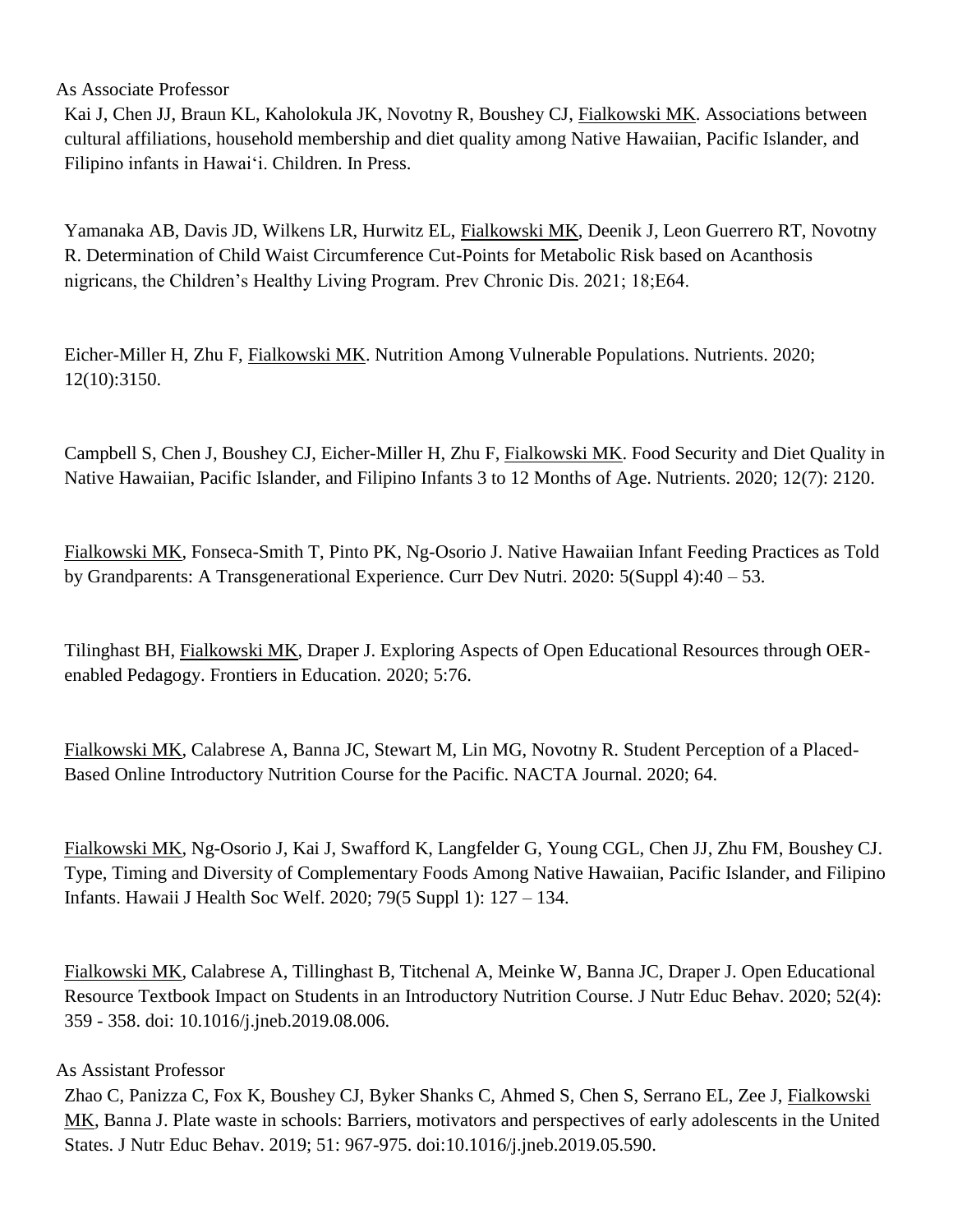As Associate Professor

Kai J, Chen JJ, Braun KL, Kaholokula JK, Novotny R, Boushey CJ, <u>Fialkowski MK</u>. Associations between cultural affiliations, household membership and diet quality among Native Hawaiian, Pacific Islander, and Filipino infants in Hawaiʻi. Children. In Press.

Yamanaka AB, Davis JD, Wilkens LR, Hurwitz EL, <u>Fialkowski MK</u>, Deenik J, Leon Guerrero RT, Novotny R. Determination of Child Waist Circumference Cut-Points for Metabolic Risk based on Acanthosis nigricans, the Children's Healthy Living Program. Prev Chronic Dis. 2021; 18;E64.

Eicher-Miller H, Zhu F, <u>Fialkowski MK</u>. Nutrition Among Vulnerable Populations. Nutrients. 2020; 12(10):3150.

Campbell S, Chen J, Boushey CJ, Eicher-Miller H, Zhu F, <u>Fialkowski MK</u>. Food Security and Diet Quality in Native Hawaiian, Pacific Islander, and Filipino Infants 3 to 12 Months of Age. Nutrients. 2020; 12(7): 2120.

<u>Fialkowski MK</u>, Fonseca-Smith T, Pinto PK, Ng-Osorio J. Native Hawaiian Infant Feeding Practices as Told by Grandparents: A Transgenerational Experience. Curr Dev Nutri. 2020: 5(Suppl 4):40 – 53.

Tilinghast BH, <u>Fialkowski MK</u>, Draper J. Exploring Aspects of Open Educational Resources through OER-enabled Pedagogy. Frontiers in Education. 2020; 5:76.

<u>Fialkowski MK</u>, Calabrese A, Banna JC, Stewart M, Lin MG, Novotny R. Student Perception of a Placed-Based Online Introductory Nutrition Course for the Pacific. NACTA Journal. 2020; 64.

<u>Fialkowski MK</u>, Ng-Osorio J, Kai J, Swafford K, Langfelder G, Young CGL, Chen JJ, Zhu FM, Boushey CJ. Type, Timing and Diversity of Complementary Foods Among Native Hawaiian, Pacific Islander, and Filipino Infants. Hawaii J Health Soc Welf. 2020; 79(5 Suppl 1): 127 – 134.

<u>Fialkowski MK</u>, Calabrese A, Tillinghast B, Titchenal A, Meinke W, Banna JC, Draper J. Open Educational Resource Textbook Impact on Students in an Introductory Nutrition Course. J Nutr Educ Behav. 2020; 52(4): 359 - 358. doi: 10.1016/j.jneb.2019.08.006.

As Assistant Professor

Zhao C, Panizza C, Fox K, Boushey CJ, Byker Shanks C, Ahmed S, Chen S, Serrano EL, Zee J, <u>Fialkowski MK</u>, Banna J. Plate waste in schools: Barriers, motivators and perspectives of early adolescents in the United States. J Nutr Educ Behav. 2019; 51: 967-975. doi:10.1016/j.jneb.2019.05.590.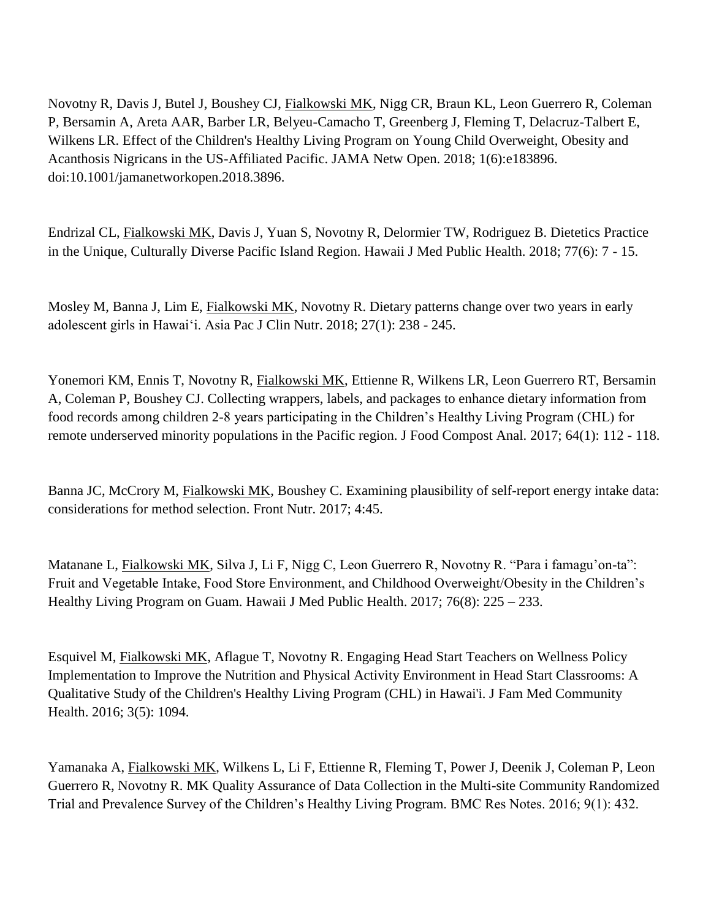Novotny R, Davis J, Butel J, Boushey CJ, Fialkowski MK, Nigg CR, Braun KL, Leon Guerrero R, Coleman P, Bersamin A, Areta AAR, Barber LR, Belyeu-Camacho T, Greenberg J, Fleming T, Delacruz-Talbert E, Wilkens LR. Effect of the Children's Healthy Living Program on Young Child Overweight, Obesity and Acanthosis Nigricans in the US-Affiliated Pacific. JAMA Netw Open. 2018; 1(6):e183896. doi:10.1001/jamanetworkopen.2018.3896.

Endrizal CL, Fialkowski MK, Davis J, Yuan S, Novotny R, Delormier TW, Rodriguez B. Dietetics Practice in the Unique, Culturally Diverse Pacific Island Region. Hawaii J Med Public Health. 2018; 77(6): 7 - 15.

Mosley M, Banna J, Lim E, Fialkowski MK, Novotny R. Dietary patterns change over two years in early adolescent girls in Hawai'i. Asia Pac J Clin Nutr. 2018; 27(1): 238 - 245.

Yonemori KM, Ennis T, Novotny R, Fialkowski MK, Ettienne R, Wilkens LR, Leon Guerrero RT, Bersamin A, Coleman P, Boushey CJ. Collecting wrappers, labels, and packages to enhance dietary information from food records among children 2-8 years participating in the Children's Healthy Living Program (CHL) for remote underserved minority populations in the Pacific region. J Food Compost Anal. 2017; 64(1): 112 - 118.

Banna JC, McCrory M, Fialkowski MK, Boushey C. Examining plausibility of self-report energy intake data: considerations for method selection. Front Nutr. 2017; 4:45.

Matanane L, Fialkowski MK, Silva J, Li F, Nigg C, Leon Guerrero R, Novotny R. "Para i famagu'on-ta": Fruit and Vegetable Intake, Food Store Environment, and Childhood Overweight/Obesity in the Children's Healthy Living Program on Guam. Hawaii J Med Public Health. 2017; 76(8): 225 – 233.

Esquivel M, Fialkowski MK, Aflague T, Novotny R. Engaging Head Start Teachers on Wellness Policy Implementation to Improve the Nutrition and Physical Activity Environment in Head Start Classrooms: A Qualitative Study of the Children's Healthy Living Program (CHL) in Hawai'i. J Fam Med Community Health. 2016; 3(5): 1094.

Yamanaka A, Fialkowski MK, Wilkens L, Li F, Ettienne R, Fleming T, Power J, Deenik J, Coleman P, Leon Guerrero R, Novotny R. MK Quality Assurance of Data Collection in the Multi-site Community Randomized Trial and Prevalence Survey of the Children's Healthy Living Program. BMC Res Notes. 2016; 9(1): 432.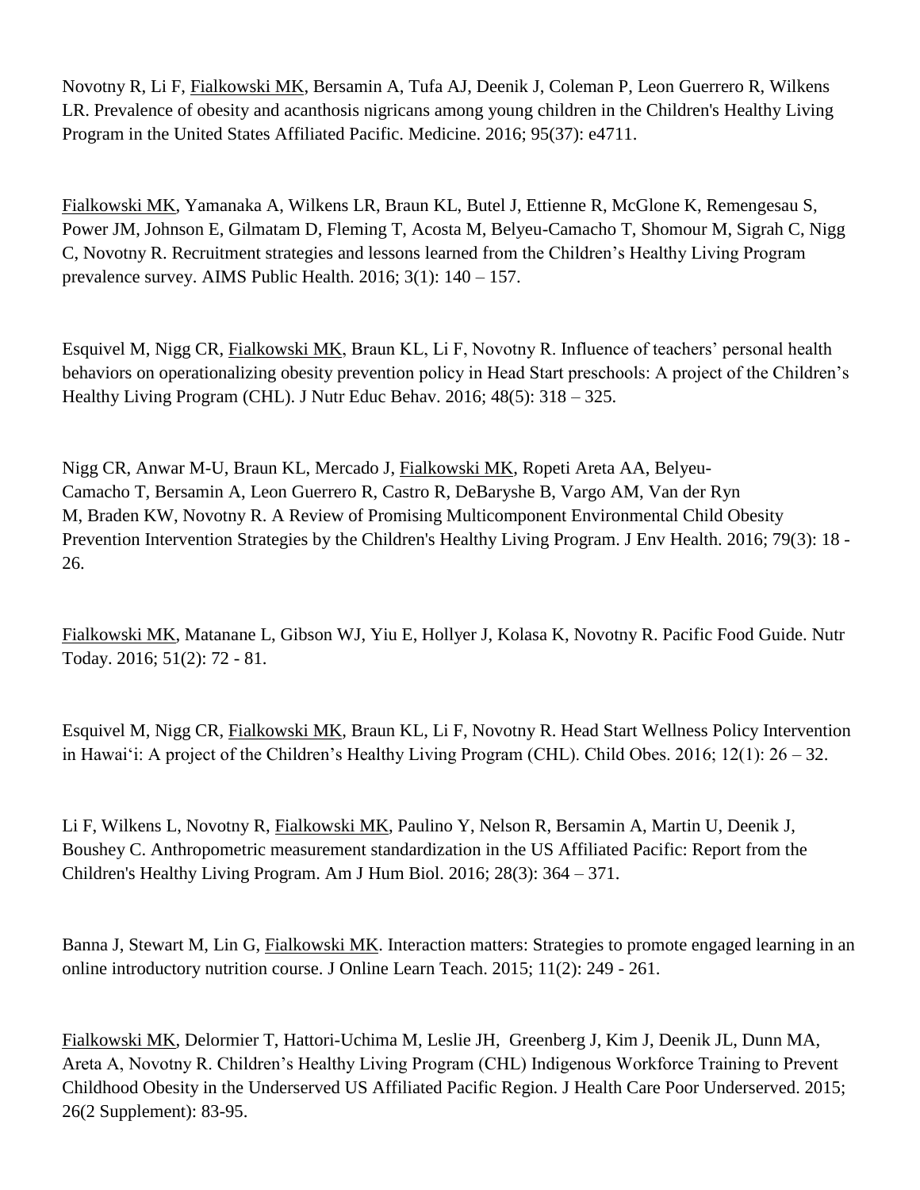Novotny R, Li F, Fialkowski MK, Bersamin A, Tufa AJ, Deenik J, Coleman P, Leon Guerrero R, Wilkens LR. Prevalence of obesity and acanthosis nigricans among young children in the Children's Healthy Living Program in the United States Affiliated Pacific. Medicine. 2016; 95(37): e4711.

Fialkowski MK, Yamanaka A, Wilkens LR, Braun KL, Butel J, Ettienne R, McGlone K, Remengesau S, Power JM, Johnson E, Gilmatam D, Fleming T, Acosta M, Belyeu-Camacho T, Shomour M, Sigrah C, Nigg C, Novotny R. Recruitment strategies and lessons learned from the Children's Healthy Living Program prevalence survey. AIMS Public Health. 2016; 3(1): 140 – 157.

Esquivel M, Nigg CR, Fialkowski MK, Braun KL, Li F, Novotny R. Influence of teachers' personal health behaviors on operationalizing obesity prevention policy in Head Start preschools: A project of the Children's Healthy Living Program (CHL). J Nutr Educ Behav. 2016; 48(5): 318 – 325.

Nigg CR, Anwar M-U, Braun KL, Mercado J, Fialkowski MK, Ropeti Areta AA, Belyeu-Camacho T, Bersamin A, Leon Guerrero R, Castro R, DeBaryshe B, Vargo AM, Van der Ryn M, Braden KW, Novotny R. A Review of Promising Multicomponent Environmental Child Obesity Prevention Intervention Strategies by the Children's Healthy Living Program. J Env Health. 2016; 79(3): 18 - 26.

Fialkowski MK, Matanane L, Gibson WJ, Yiu E, Hollyer J, Kolasa K, Novotny R. Pacific Food Guide. Nutr Today. 2016; 51(2): 72 - 81.

Esquivel M, Nigg CR, Fialkowski MK, Braun KL, Li F, Novotny R. Head Start Wellness Policy Intervention in Hawai'i: A project of the Children's Healthy Living Program (CHL). Child Obes. 2016; 12(1): 26 – 32.

Li F, Wilkens L, Novotny R, Fialkowski MK, Paulino Y, Nelson R, Bersamin A, Martin U, Deenik J, Boushey C. Anthropometric measurement standardization in the US Affiliated Pacific: Report from the Children's Healthy Living Program. Am J Hum Biol. 2016; 28(3): 364 – 371.

Banna J, Stewart M, Lin G, Fialkowski MK. Interaction matters: Strategies to promote engaged learning in an online introductory nutrition course. J Online Learn Teach. 2015; 11(2): 249 - 261.

Fialkowski MK, Delormier T, Hattori-Uchima M, Leslie JH, Greenberg J, Kim J, Deenik JL, Dunn MA, Areta A, Novotny R. Children's Healthy Living Program (CHL) Indigenous Workforce Training to Prevent Childhood Obesity in the Underserved US Affiliated Pacific Region. J Health Care Poor Underserved. 2015; 26(2 Supplement): 83-95.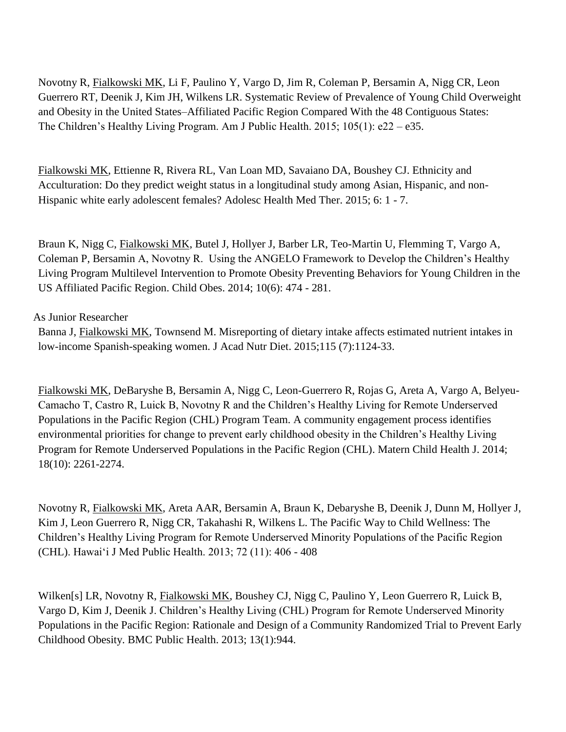Novotny R, Fialkowski MK, Li F, Paulino Y, Vargo D, Jim R, Coleman P, Bersamin A, Nigg CR, Leon Guerrero RT, Deenik J, Kim JH, Wilkens LR. Systematic Review of Prevalence of Young Child Overweight and Obesity in the United States–Affiliated Pacific Region Compared With the 48 Contiguous States: The Children's Healthy Living Program. Am J Public Health. 2015; 105(1): e22 – e35.

Fialkowski MK, Ettienne R, Rivera RL, Van Loan MD, Savaiano DA, Boushey CJ. Ethnicity and Acculturation: Do they predict weight status in a longitudinal study among Asian, Hispanic, and non-Hispanic white early adolescent females? Adolesc Health Med Ther. 2015; 6: 1 - 7.

Braun K, Nigg C, Fialkowski MK, Butel J, Hollyer J, Barber LR, Teo-Martin U, Flemming T, Vargo A, Coleman P, Bersamin A, Novotny R. Using the ANGELO Framework to Develop the Children's Healthy Living Program Multilevel Intervention to Promote Obesity Preventing Behaviors for Young Children in the US Affiliated Pacific Region. Child Obes. 2014; 10(6): 474 - 281.

As Junior Researcher

Banna J, Fialkowski MK, Townsend M. Misreporting of dietary intake affects estimated nutrient intakes in low-income Spanish-speaking women. J Acad Nutr Diet. 2015;115 (7):1124-33.

Fialkowski MK, DeBaryshe B, Bersamin A, Nigg C, Leon-Guerrero R, Rojas G, Areta A, Vargo A, Belyeu-Camacho T, Castro R, Luick B, Novotny R and the Children's Healthy Living for Remote Underserved Populations in the Pacific Region (CHL) Program Team. A community engagement process identifies environmental priorities for change to prevent early childhood obesity in the Children's Healthy Living Program for Remote Underserved Populations in the Pacific Region (CHL). Matern Child Health J. 2014; 18(10): 2261-2274.

Novotny R, Fialkowski MK, Areta AAR, Bersamin A, Braun K, Debaryshe B, Deenik J, Dunn M, Hollyer J, Kim J, Leon Guerrero R, Nigg CR, Takahashi R, Wilkens L. The Pacific Way to Child Wellness: The Children's Healthy Living Program for Remote Underserved Minority Populations of the Pacific Region (CHL). Hawaiʻi J Med Public Health. 2013; 72 (11): 406 - 408

Wilken[s] LR, Novotny R, Fialkowski MK, Boushey CJ, Nigg C, Paulino Y, Leon Guerrero R, Luick B, Vargo D, Kim J, Deenik J. Children's Healthy Living (CHL) Program for Remote Underserved Minority Populations in the Pacific Region: Rationale and Design of a Community Randomized Trial to Prevent Early Childhood Obesity. BMC Public Health. 2013; 13(1):944.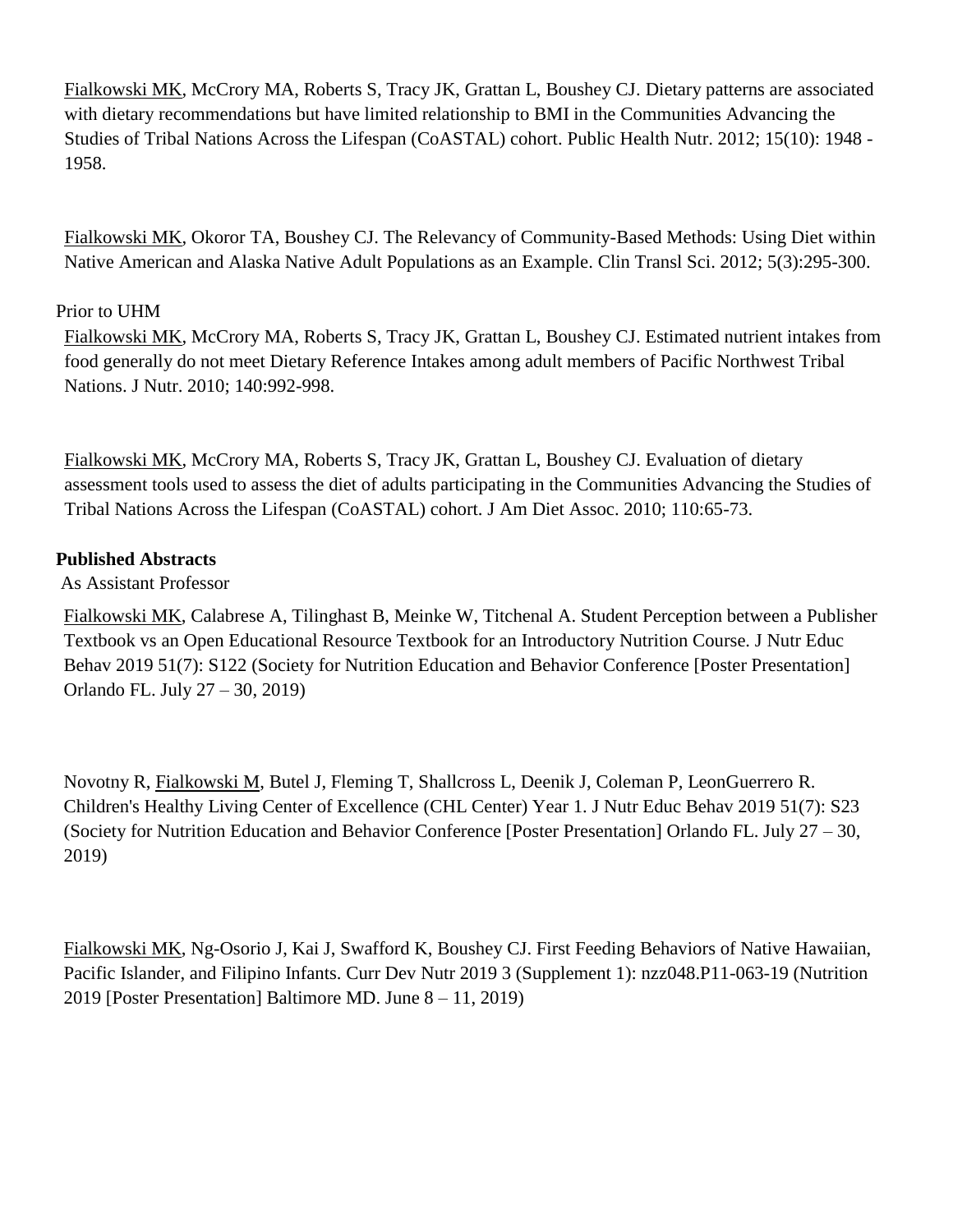Fialkowski MK, McCrory MA, Roberts S, Tracy JK, Grattan L, Boushey CJ. Dietary patterns are associated with dietary recommendations but have limited relationship to BMI in the Communities Advancing the Studies of Tribal Nations Across the Lifespan (CoASTAL) cohort. Public Health Nutr. 2012; 15(10): 1948 - 1958.

Fialkowski MK, Okoror TA, Boushey CJ. The Relevancy of Community-Based Methods: Using Diet within Native American and Alaska Native Adult Populations as an Example. Clin Transl Sci. 2012; 5(3):295-300.

Prior to UHM

Fialkowski MK, McCrory MA, Roberts S, Tracy JK, Grattan L, Boushey CJ. Estimated nutrient intakes from food generally do not meet Dietary Reference Intakes among adult members of Pacific Northwest Tribal Nations. J Nutr. 2010; 140:992-998.

Fialkowski MK, McCrory MA, Roberts S, Tracy JK, Grattan L, Boushey CJ. Evaluation of dietary assessment tools used to assess the diet of adults participating in the Communities Advancing the Studies of Tribal Nations Across the Lifespan (CoASTAL) cohort. J Am Diet Assoc. 2010; 110:65-73.

**Published Abstracts**

As Assistant Professor

Fialkowski MK, Calabrese A, Tilinghast B, Meinke W, Titchenal A. Student Perception between a Publisher Textbook vs an Open Educational Resource Textbook for an Introductory Nutrition Course. J Nutr Educ Behav 2019 51(7): S122 (Society for Nutrition Education and Behavior Conference [Poster Presentation] Orlando FL. July 27 – 30, 2019)

Novotny R, Fialkowski M, Butel J, Fleming T, Shallcross L, Deenik J, Coleman P, LeonGuerrero R. Children's Healthy Living Center of Excellence (CHL Center) Year 1. J Nutr Educ Behav 2019 51(7): S23 (Society for Nutrition Education and Behavior Conference [Poster Presentation] Orlando FL. July 27 – 30, 2019)

Fialkowski MK, Ng-Osorio J, Kai J, Swafford K, Boushey CJ. First Feeding Behaviors of Native Hawaiian, Pacific Islander, and Filipino Infants. Curr Dev Nutr 2019 3 (Supplement 1): nzz048.P11-063-19 (Nutrition 2019 [Poster Presentation] Baltimore MD. June 8 – 11, 2019)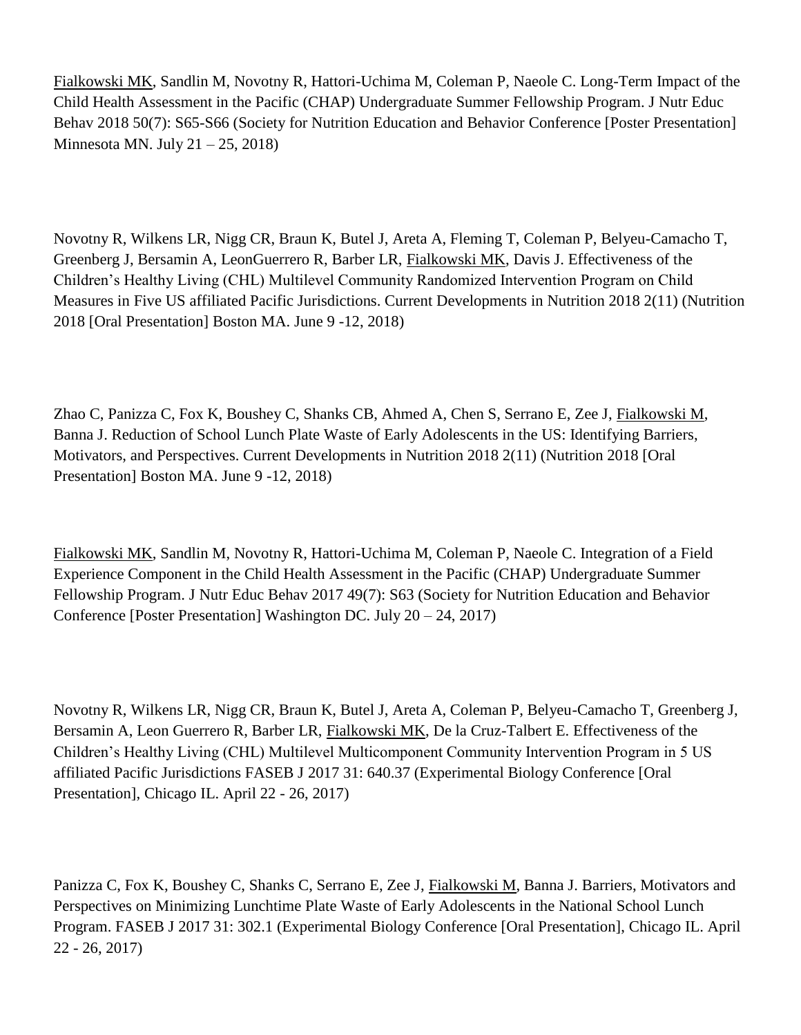Fialkowski MK, Sandlin M, Novotny R, Hattori-Uchima M, Coleman P, Naeole C. Long-Term Impact of the Child Health Assessment in the Pacific (CHAP) Undergraduate Summer Fellowship Program. J Nutr Educ Behav 2018 50(7): S65-S66 (Society for Nutrition Education and Behavior Conference [Poster Presentation] Minnesota MN. July 21 – 25, 2018)

Novotny R, Wilkens LR, Nigg CR, Braun K, Butel J, Areta A, Fleming T, Coleman P, Belyeu-Camacho T, Greenberg J, Bersamin A, LeonGuerrero R, Barber LR, Fialkowski MK, Davis J. Effectiveness of the Children's Healthy Living (CHL) Multilevel Community Randomized Intervention Program on Child Measures in Five US affiliated Pacific Jurisdictions. Current Developments in Nutrition 2018 2(11) (Nutrition 2018 [Oral Presentation] Boston MA. June 9 -12, 2018)

Zhao C, Panizza C, Fox K, Boushey C, Shanks CB, Ahmed A, Chen S, Serrano E, Zee J, Fialkowski M, Banna J. Reduction of School Lunch Plate Waste of Early Adolescents in the US: Identifying Barriers, Motivators, and Perspectives. Current Developments in Nutrition 2018 2(11) (Nutrition 2018 [Oral Presentation] Boston MA. June 9 -12, 2018)

Fialkowski MK, Sandlin M, Novotny R, Hattori-Uchima M, Coleman P, Naeole C. Integration of a Field Experience Component in the Child Health Assessment in the Pacific (CHAP) Undergraduate Summer Fellowship Program. J Nutr Educ Behav 2017 49(7): S63 (Society for Nutrition Education and Behavior Conference [Poster Presentation] Washington DC. July 20 – 24, 2017)

Novotny R, Wilkens LR, Nigg CR, Braun K, Butel J, Areta A, Coleman P, Belyeu-Camacho T, Greenberg J, Bersamin A, Leon Guerrero R, Barber LR, Fialkowski MK, De la Cruz-Talbert E. Effectiveness of the Children's Healthy Living (CHL) Multilevel Multicomponent Community Intervention Program in 5 US affiliated Pacific Jurisdictions FASEB J 2017 31: 640.37 (Experimental Biology Conference [Oral Presentation], Chicago IL. April 22 - 26, 2017)

Panizza C, Fox K, Boushey C, Shanks C, Serrano E, Zee J, Fialkowski M, Banna J. Barriers, Motivators and Perspectives on Minimizing Lunchtime Plate Waste of Early Adolescents in the National School Lunch Program. FASEB J 2017 31: 302.1 (Experimental Biology Conference [Oral Presentation], Chicago IL. April 22 - 26, 2017)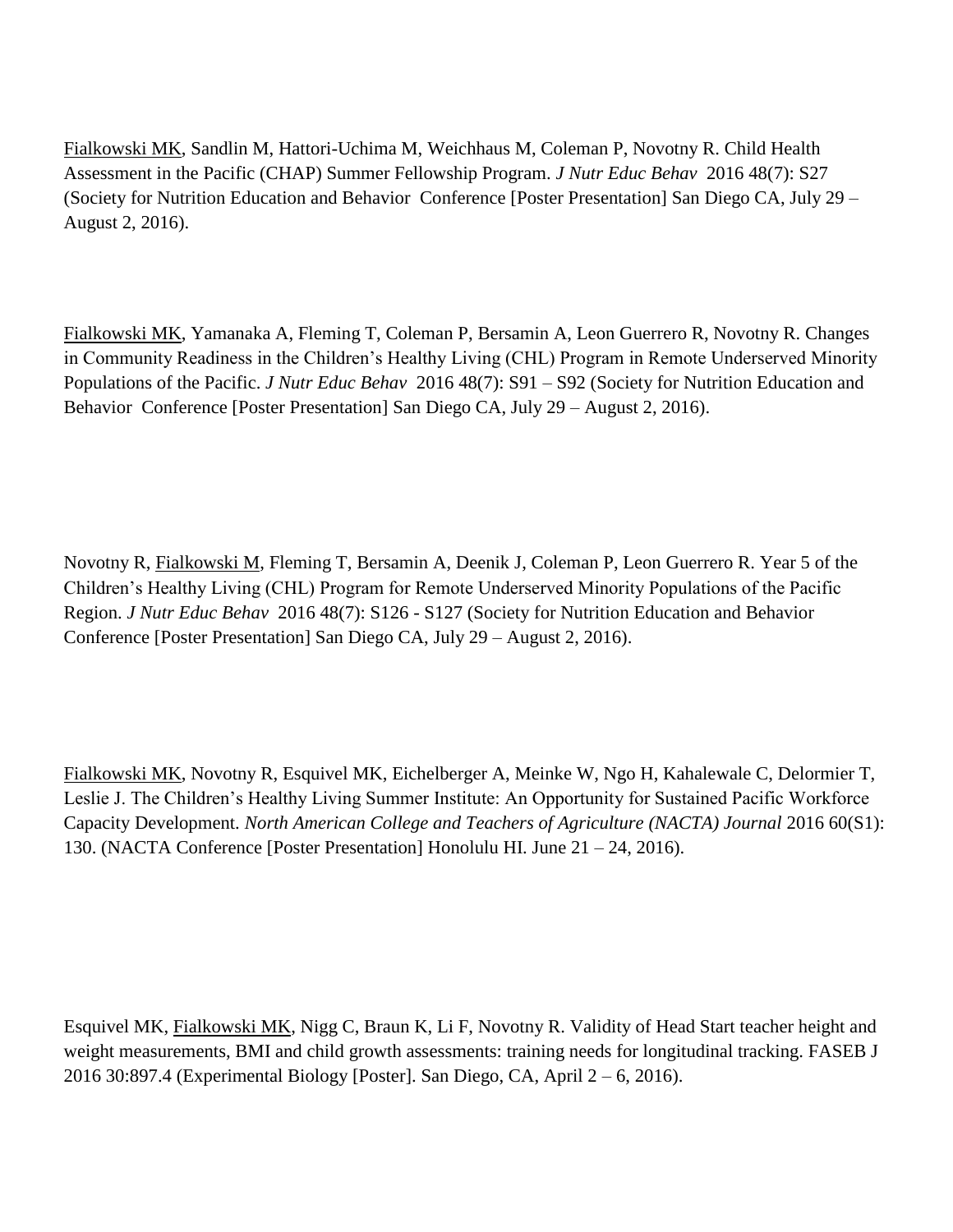<u>Fialkowski MK</u>, Sandlin M, Hattori-Uchima M, Weichhaus M, Coleman P, Novotny R. Child Health Assessment in the Pacific (CHAP) Summer Fellowship Program. *J Nutr Educ Behav* 2016 48(7): S27 (Society for Nutrition Education and Behavior Conference [Poster Presentation] San Diego CA, July 29 – August 2, 2016).

<u>Fialkowski MK</u>, Yamanaka A, Fleming T, Coleman P, Bersamin A, Leon Guerrero R, Novotny R. Changes in Community Readiness in the Children's Healthy Living (CHL) Program in Remote Underserved Minority Populations of the Pacific. *J Nutr Educ Behav* 2016 48(7): S91 – S92 (Society for Nutrition Education and Behavior Conference [Poster Presentation] San Diego CA, July 29 – August 2, 2016).

Novotny R, <u>Fialkowski M</u>, Fleming T, Bersamin A, Deenik J, Coleman P, Leon Guerrero R. Year 5 of the Children's Healthy Living (CHL) Program for Remote Underserved Minority Populations of the Pacific Region. *J Nutr Educ Behav* 2016 48(7): S126 - S127 (Society for Nutrition Education and Behavior Conference [Poster Presentation] San Diego CA, July 29 – August 2, 2016).

<u>Fialkowski MK</u>, Novotny R, Esquivel MK, Eichelberger A, Meinke W, Ngo H, Kahalewale C, Delormier T, Leslie J. The Children's Healthy Living Summer Institute: An Opportunity for Sustained Pacific Workforce Capacity Development. *North American College and Teachers of Agriculture (NACTA) Journal* 2016 60(S1): 130. (NACTA Conference [Poster Presentation] Honolulu HI. June 21 – 24, 2016).

Esquivel MK, <u>Fialkowski MK</u>, Nigg C, Braun K, Li F, Novotny R. Validity of Head Start teacher height and weight measurements, BMI and child growth assessments: training needs for longitudinal tracking. FASEB J 2016 30:897.4 (Experimental Biology [Poster]. San Diego, CA, April 2 – 6, 2016).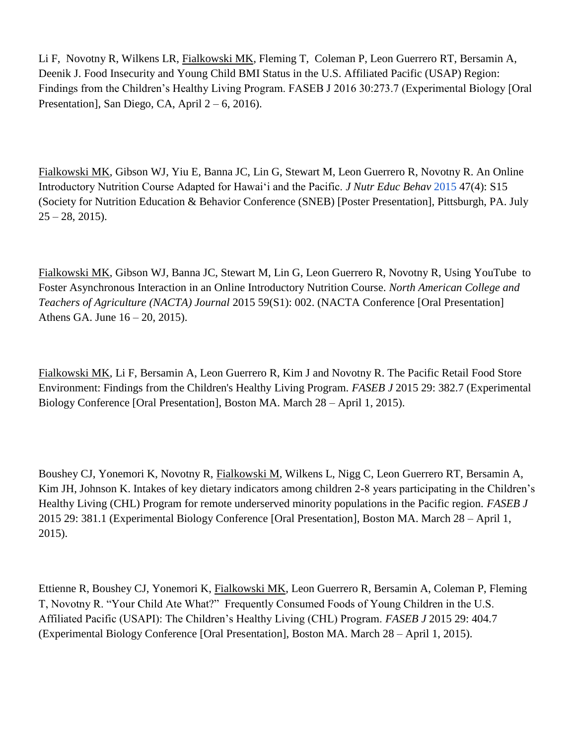Li F,  Novotny R, Wilkens LR, <u>Fialkowski MK</u>, Fleming T,  Coleman P, Leon Guerrero RT, Bersamin A, Deenik J. Food Insecurity and Young Child BMI Status in the U.S. Affiliated Pacific (USAP) Region: Findings from the Children's Healthy Living Program. FASEB J 2016 30:273.7 (Experimental Biology [Oral Presentation], San Diego, CA, April 2 – 6, 2016).

<u>Fialkowski MK</u>, Gibson WJ, Yiu E, Banna JC, Lin G, Stewart M, Leon Guerrero R, Novotny R. An Online Introductory Nutrition Course Adapted for Hawaiʻi and the Pacific. *J Nutr Educ Behav* 2015 47(4): S15 (Society for Nutrition Education & Behavior Conference (SNEB) [Poster Presentation], Pittsburgh, PA. July 25 – 28, 2015).

<u>Fialkowski MK</u>, Gibson WJ, Banna JC, Stewart M, Lin G, Leon Guerrero R, Novotny R, Using YouTube  to Foster Asynchronous Interaction in an Online Introductory Nutrition Course. *North American College and Teachers of Agriculture (NACTA) Journal* 2015 59(S1): 002. (NACTA Conference [Oral Presentation] Athens GA. June 16 – 20, 2015).

<u>Fialkowski MK</u>, Li F, Bersamin A, Leon Guerrero R, Kim J and Novotny R. The Pacific Retail Food Store Environment: Findings from the Children's Healthy Living Program. *FASEB J* 2015 29: 382.7 (Experimental Biology Conference [Oral Presentation], Boston MA. March 28 – April 1, 2015).

Boushey CJ, Yonemori K, Novotny R, <u>Fialkowski M</u>, Wilkens L, Nigg C, Leon Guerrero RT, Bersamin A, Kim JH, Johnson K. Intakes of key dietary indicators among children 2-8 years participating in the Children's Healthy Living (CHL) Program for remote underserved minority populations in the Pacific region. *FASEB J* 2015 29: 381.1 (Experimental Biology Conference [Oral Presentation], Boston MA. March 28 – April 1, 2015).

Ettienne R, Boushey CJ, Yonemori K, <u>Fialkowski MK</u>, Leon Guerrero R, Bersamin A, Coleman P, Fleming T, Novotny R. "Your Child Ate What?"  Frequently Consumed Foods of Young Children in the U.S. Affiliated Pacific (USAPI): The Children's Healthy Living (CHL) Program. *FASEB J* 2015 29: 404.7 (Experimental Biology Conference [Oral Presentation], Boston MA. March 28 – April 1, 2015).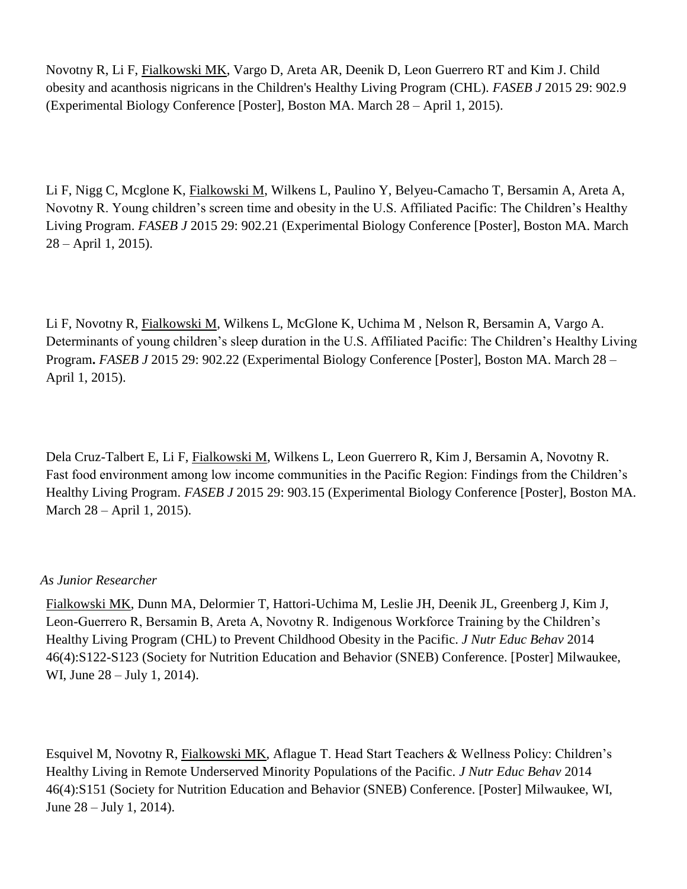Novotny R, Li F, <u>Fialkowski MK</u>, Vargo D, Areta AR, Deenik D, Leon Guerrero RT and Kim J. Child obesity and acanthosis nigricans in the Children's Healthy Living Program (CHL). *FASEB J* 2015 29: 902.9 (Experimental Biology Conference [Poster], Boston MA. March 28 – April 1, 2015).

Li F, Nigg C, Mcglone K, <u>Fialkowski M</u>, Wilkens L, Paulino Y, Belyeu-Camacho T, Bersamin A, Areta A, Novotny R. Young children's screen time and obesity in the U.S. Affiliated Pacific: The Children's Healthy Living Program. *FASEB J* 2015 29: 902.21 (Experimental Biology Conference [Poster], Boston MA. March 28 – April 1, 2015).

Li F, Novotny R, <u>Fialkowski M</u>, Wilkens L, McGlone K, Uchima M , Nelson R, Bersamin A, Vargo A. Determinants of young children's sleep duration in the U.S. Affiliated Pacific: The Children's Healthy Living Program**.** *FASEB J* 2015 29: 902.22 (Experimental Biology Conference [Poster], Boston MA. March 28 – April 1, 2015).

Dela Cruz-Talbert E, Li F, <u>Fialkowski M</u>, Wilkens L, Leon Guerrero R, Kim J, Bersamin A, Novotny R. Fast food environment among low income communities in the Pacific Region: Findings from the Children's Healthy Living Program. *FASEB J* 2015 29: 903.15 (Experimental Biology Conference [Poster], Boston MA. March 28 – April 1, 2015).

*As Junior Researcher*

<u>Fialkowski MK</u>, Dunn MA, Delormier T, Hattori-Uchima M, Leslie JH, Deenik JL, Greenberg J, Kim J, Leon-Guerrero R, Bersamin B, Areta A, Novotny R. Indigenous Workforce Training by the Children's Healthy Living Program (CHL) to Prevent Childhood Obesity in the Pacific. *J Nutr Educ Behav* 2014 46(4):S122-S123 (Society for Nutrition Education and Behavior (SNEB) Conference. [Poster] Milwaukee, WI, June 28 – July 1, 2014).

Esquivel M, Novotny R, <u>Fialkowski MK</u>, Aflague T. Head Start Teachers & Wellness Policy: Children's Healthy Living in Remote Underserved Minority Populations of the Pacific. *J Nutr Educ Behav* 2014 46(4):S151 (Society for Nutrition Education and Behavior (SNEB) Conference. [Poster] Milwaukee, WI, June 28 – July 1, 2014).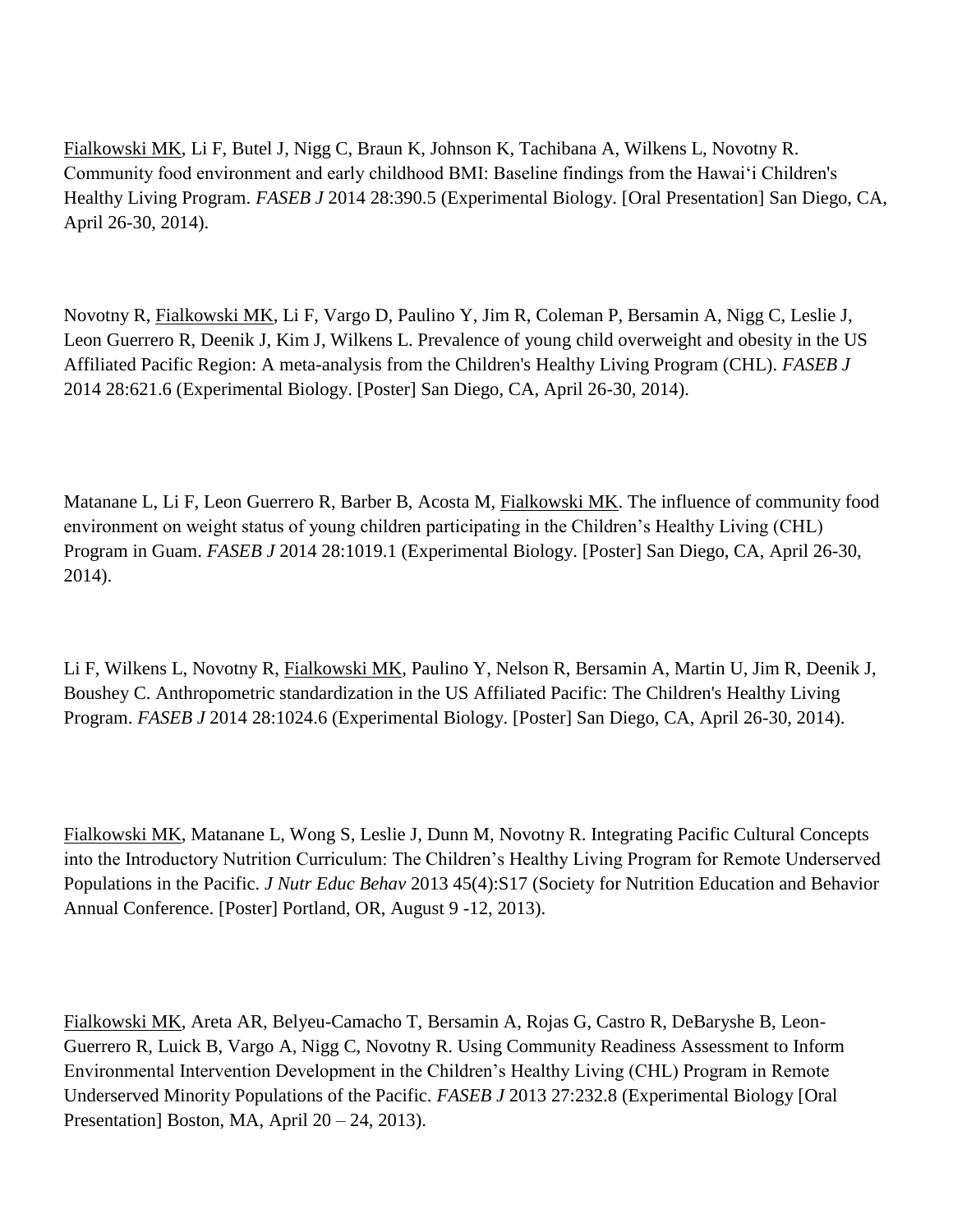Fialkowski MK, Li F, Butel J, Nigg C, Braun K, Johnson K, Tachibana A, Wilkens L, Novotny R. Community food environment and early childhood BMI: Baseline findings from the Hawaiʻi Children's Healthy Living Program. *FASEB J* 2014 28:390.5 (Experimental Biology. [Oral Presentation] San Diego, CA, April 26-30, 2014).

Novotny R, Fialkowski MK, Li F, Vargo D, Paulino Y, Jim R, Coleman P, Bersamin A, Nigg C, Leslie J, Leon Guerrero R, Deenik J, Kim J, Wilkens L. Prevalence of young child overweight and obesity in the US Affiliated Pacific Region: A meta-analysis from the Children's Healthy Living Program (CHL). *FASEB J* 2014 28:621.6 (Experimental Biology. [Poster] San Diego, CA, April 26-30, 2014).

Matanane L, Li F, Leon Guerrero R, Barber B, Acosta M, Fialkowski MK. The influence of community food environment on weight status of young children participating in the Children's Healthy Living (CHL) Program in Guam. *FASEB J* 2014 28:1019.1 (Experimental Biology. [Poster] San Diego, CA, April 26-30, 2014).

Li F, Wilkens L, Novotny R, Fialkowski MK, Paulino Y, Nelson R, Bersamin A, Martin U, Jim R, Deenik J, Boushey C. Anthropometric standardization in the US Affiliated Pacific: The Children's Healthy Living Program. *FASEB J* 2014 28:1024.6 (Experimental Biology. [Poster] San Diego, CA, April 26-30, 2014).

Fialkowski MK, Matanane L, Wong S, Leslie J, Dunn M, Novotny R. Integrating Pacific Cultural Concepts into the Introductory Nutrition Curriculum: The Children's Healthy Living Program for Remote Underserved Populations in the Pacific. *J Nutr Educ Behav* 2013 45(4):S17 (Society for Nutrition Education and Behavior Annual Conference. [Poster] Portland, OR, August 9 -12, 2013).

Fialkowski MK, Areta AR, Belyeu-Camacho T, Bersamin A, Rojas G, Castro R, DeBaryshe B, Leon-Guerrero R, Luick B, Vargo A, Nigg C, Novotny R. Using Community Readiness Assessment to Inform Environmental Intervention Development in the Children's Healthy Living (CHL) Program in Remote Underserved Minority Populations of the Pacific. *FASEB J* 2013 27:232.8 (Experimental Biology [Oral Presentation] Boston, MA, April 20 – 24, 2013).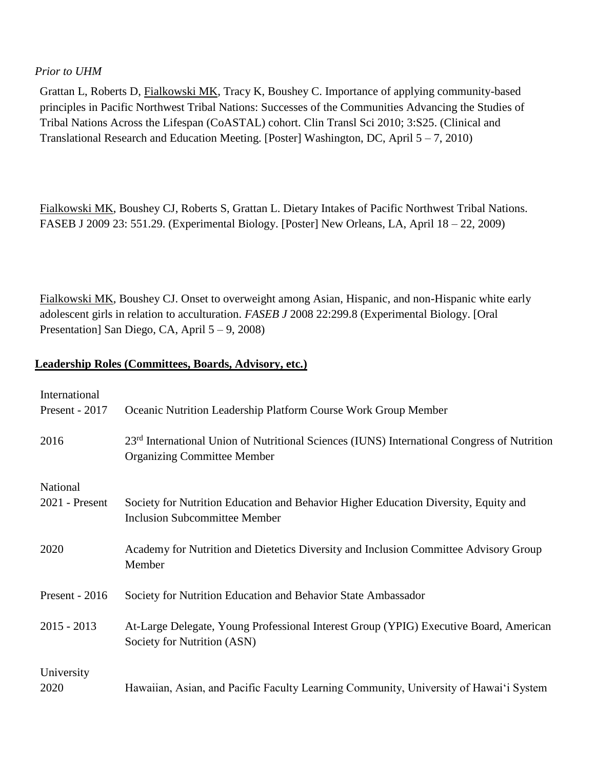*Prior to UHM*

Grattan L, Roberts D, <u>Fialkowski MK</u>, Tracy K, Boushey C. Importance of applying community-based principles in Pacific Northwest Tribal Nations: Successes of the Communities Advancing the Studies of Tribal Nations Across the Lifespan (CoASTAL) cohort. Clin Transl Sci 2010; 3:S25. (Clinical and Translational Research and Education Meeting. [Poster] Washington, DC, April 5 – 7, 2010)

<u>Fialkowski MK</u>, Boushey CJ, Roberts S, Grattan L. Dietary Intakes of Pacific Northwest Tribal Nations. FASEB J 2009 23: 551.29. (Experimental Biology. [Poster] New Orleans, LA, April 18 – 22, 2009)

<u>Fialkowski MK</u>, Boushey CJ. Onset to overweight among Asian, Hispanic, and non-Hispanic white early adolescent girls in relation to acculturation. *FASEB J* 2008 22:299.8 (Experimental Biology. [Oral Presentation] San Diego, CA, April 5 – 9, 2008)

## **<u>Leadership Roles (Committees, Boards, Advisory, etc.)</u>**

International

| | |
|---|---|
| Present - 2017 | Oceanic Nutrition Leadership Platform Course Work Group Member |
| 2016 | 23rd International Union of Nutritional Sciences (IUNS) International Congress of Nutrition Organizing Committee Member |

National

| | |
|---|---|
| 2021 - Present | Society for Nutrition Education and Behavior Higher Education Diversity, Equity and Inclusion Subcommittee Member |
| 2020 | Academy for Nutrition and Dietetics Diversity and Inclusion Committee Advisory Group Member |
| Present - 2016 | Society for Nutrition Education and Behavior State Ambassador |
| 2015 - 2013 | At-Large Delegate, Young Professional Interest Group (YPIG) Executive Board, American Society for Nutrition (ASN) |

University

| | |
|---|---|
| 2020 | Hawaiian, Asian, and Pacific Faculty Learning Community, University of Hawaiʻi System |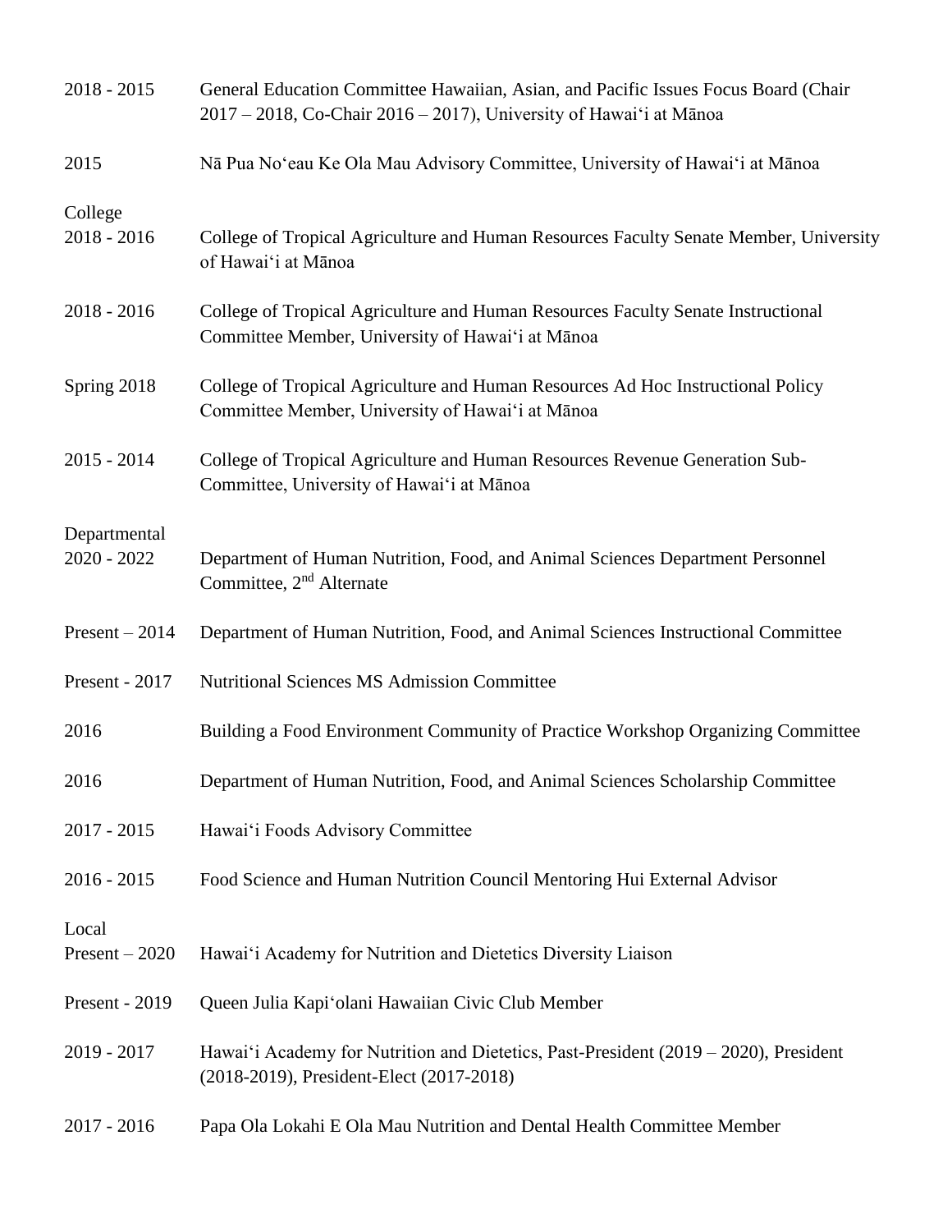2018 - 2015 General Education Committee Hawaiian, Asian, and Pacific Issues Focus Board (Chair 2017 – 2018, Co-Chair 2016 – 2017), University of Hawaiʻi at Mānoa

2015 Nā Pua Noʻeau Ke Ola Mau Advisory Committee, University of Hawaiʻi at Mānoa

College

2018 - 2016 College of Tropical Agriculture and Human Resources Faculty Senate Member, University of Hawaiʻi at Mānoa

2018 - 2016 College of Tropical Agriculture and Human Resources Faculty Senate Instructional Committee Member, University of Hawaiʻi at Mānoa

Spring 2018 College of Tropical Agriculture and Human Resources Ad Hoc Instructional Policy Committee Member, University of Hawaiʻi at Mānoa

2015 - 2014 College of Tropical Agriculture and Human Resources Revenue Generation Sub-Committee, University of Hawaiʻi at Mānoa

Departmental

2020 - 2022 Department of Human Nutrition, Food, and Animal Sciences Department Personnel Committee, 2nd Alternate

Present – 2014 Department of Human Nutrition, Food, and Animal Sciences Instructional Committee

Present - 2017 Nutritional Sciences MS Admission Committee

2016 Building a Food Environment Community of Practice Workshop Organizing Committee

2016 Department of Human Nutrition, Food, and Animal Sciences Scholarship Committee

2017 - 2015 Hawaiʻi Foods Advisory Committee

2016 - 2015 Food Science and Human Nutrition Council Mentoring Hui External Advisor

Local

Present – 2020 Hawaiʻi Academy for Nutrition and Dietetics Diversity Liaison

Present - 2019 Queen Julia Kapiʻolani Hawaiian Civic Club Member

2019 - 2017 Hawaiʻi Academy for Nutrition and Dietetics, Past-President (2019 – 2020), President (2018-2019), President-Elect (2017-2018)

2017 - 2016 Papa Ola Lokahi E Ola Mau Nutrition and Dental Health Committee Member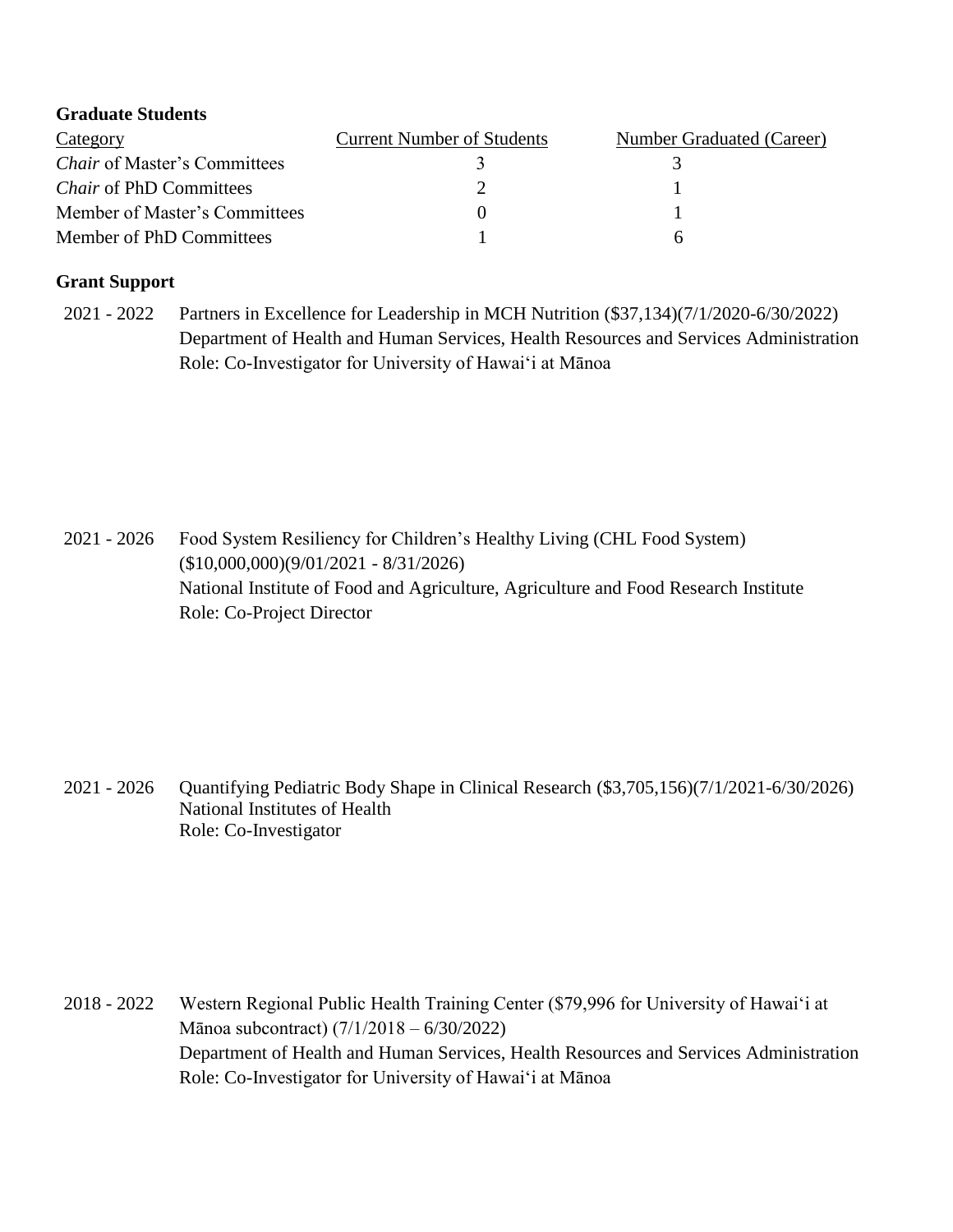**Graduate Students**

| Category | Current Number of Students | Number Graduated (Career) |
| --- | --- | --- |
| *Chair* of Master's Committees | 3 | 3 |
| *Chair* of PhD Committees | 2 | 1 |
| Member of Master's Committees | 0 | 1 |
| Member of PhD Committees | 1 | 6 |

**Grant Support**

2021 - 2022 Partners in Excellence for Leadership in MCH Nutrition ($37,134)(7/1/2020-6/30/2022)
Department of Health and Human Services, Health Resources and Services Administration
Role: Co-Investigator for University of Hawai‘i at Mānoa

2021 - 2026 Food System Resiliency for Children's Healthy Living (CHL Food System) ($10,000,000)(9/01/2021 - 8/31/2026)
National Institute of Food and Agriculture, Agriculture and Food Research Institute
Role: Co-Project Director

2021 - 2026 Quantifying Pediatric Body Shape in Clinical Research ($3,705,156)(7/1/2021-6/30/2026)
National Institutes of Health
Role: Co-Investigator

2018 - 2022 Western Regional Public Health Training Center ($79,996 for University of Hawai‘i at Mānoa subcontract) (7/1/2018 – 6/30/2022)
Department of Health and Human Services, Health Resources and Services Administration
Role: Co-Investigator for University of Hawai‘i at Mānoa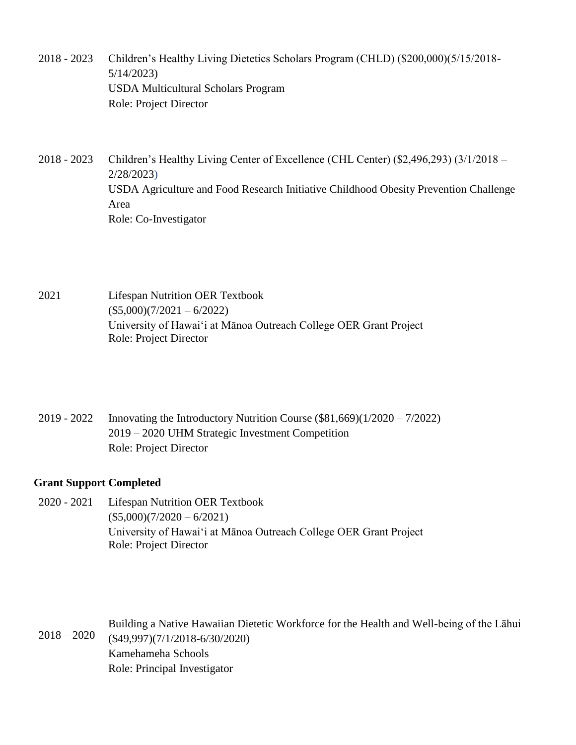2018 - 2023 Children's Healthy Living Dietetics Scholars Program (CHLD) ($200,000)(5/15/2018-5/14/2023)
USDA Multicultural Scholars Program
Role: Project Director

2018 - 2023 Children's Healthy Living Center of Excellence (CHL Center) ($2,496,293) (3/1/2018 – 2/28/2023)
USDA Agriculture and Food Research Initiative Childhood Obesity Prevention Challenge Area
Role: Co-Investigator

2021 Lifespan Nutrition OER Textbook
($5,000)(7/2021 – 6/2022)
University of Hawaiʻi at Mānoa Outreach College OER Grant Project
Role: Project Director

2019 - 2022 Innovating the Introductory Nutrition Course ($81,669)(1/2020 – 7/2022)
2019 – 2020 UHM Strategic Investment Competition
Role: Project Director

**Grant Support Completed**

2020 - 2021 Lifespan Nutrition OER Textbook
($5,000)(7/2020 – 6/2021)
University of Hawaiʻi at Mānoa Outreach College OER Grant Project
Role: Project Director

2018 – 2020 Building a Native Hawaiian Dietetic Workforce for the Health and Well-being of the Lāhui
($49,997)(7/1/2018-6/30/2020)
Kamehameha Schools
Role: Principal Investigator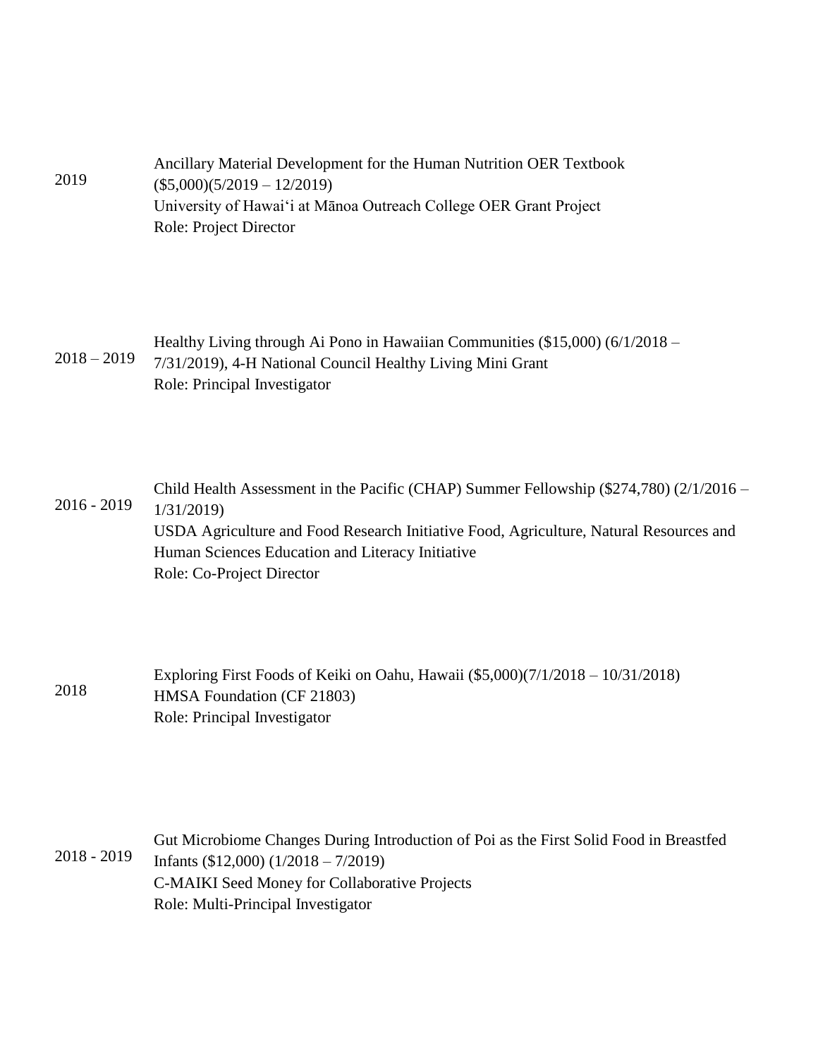2019 Ancillary Material Development for the Human Nutrition OER Textbook ($5,000)(5/2019 – 12/2019)
University of Hawaiʻi at Mānoa Outreach College OER Grant Project
Role: Project Director

2018 – 2019 Healthy Living through Ai Pono in Hawaiian Communities ($15,000) (6/1/2018 – 7/31/2019), 4-H National Council Healthy Living Mini Grant
Role: Principal Investigator

2016 - 2019 Child Health Assessment in the Pacific (CHAP) Summer Fellowship ($274,780) (2/1/2016 – 1/31/2019)
USDA Agriculture and Food Research Initiative Food, Agriculture, Natural Resources and Human Sciences Education and Literacy Initiative
Role: Co-Project Director

2018 Exploring First Foods of Keiki on Oahu, Hawaii ($5,000)(7/1/2018 – 10/31/2018)
HMSA Foundation (CF 21803)
Role: Principal Investigator

2018 - 2019 Gut Microbiome Changes During Introduction of Poi as the First Solid Food in Breastfed Infants ($12,000) (1/2018 – 7/2019)
C-MAIKI Seed Money for Collaborative Projects
Role: Multi-Principal Investigator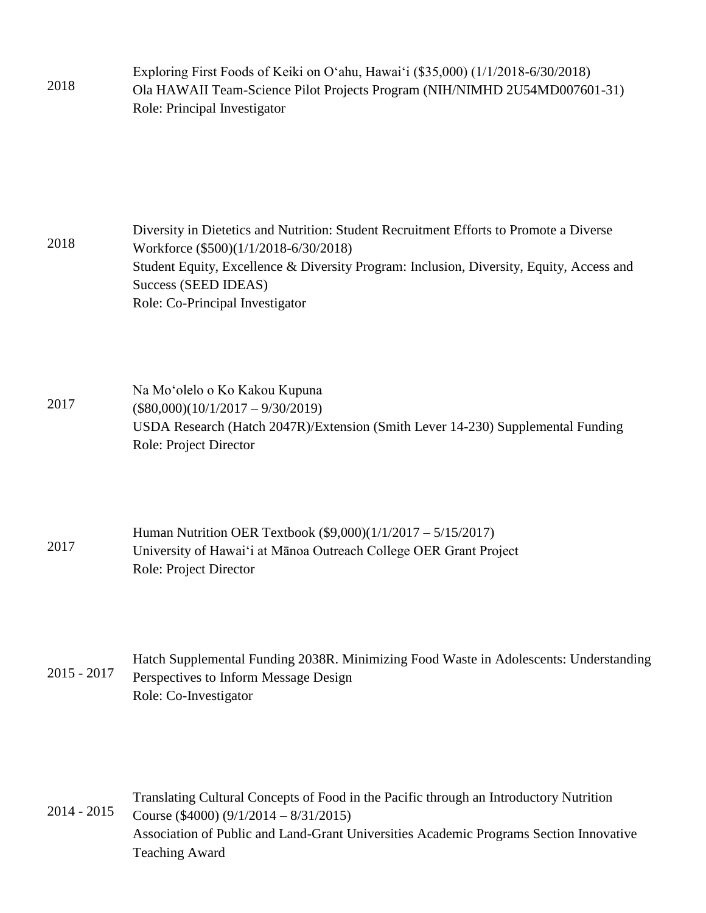2018

Exploring First Foods of Keiki on O‘ahu, Hawai‘i ($35,000) (1/1/2018-6/30/2018)
Ola HAWAII Team-Science Pilot Projects Program (NIH/NIMHD 2U54MD007601-31)
Role: Principal Investigator

2018

Diversity in Dietetics and Nutrition: Student Recruitment Efforts to Promote a Diverse Workforce ($500)(1/1/2018-6/30/2018)
Student Equity, Excellence & Diversity Program: Inclusion, Diversity, Equity, Access and Success (SEED IDEAS)
Role: Co-Principal Investigator

2017

Na Mo‘olelo o Ko Kakou Kupuna
($80,000)(10/1/2017 – 9/30/2019)
USDA Research (Hatch 2047R)/Extension (Smith Lever 14-230) Supplemental Funding
Role: Project Director

2017

Human Nutrition OER Textbook ($9,000)(1/1/2017 – 5/15/2017)
University of Hawai‘i at Mānoa Outreach College OER Grant Project
Role: Project Director

2015 - 2017

Hatch Supplemental Funding 2038R. Minimizing Food Waste in Adolescents: Understanding Perspectives to Inform Message Design
Role: Co-Investigator

2014 - 2015

Translating Cultural Concepts of Food in the Pacific through an Introductory Nutrition Course ($4000) (9/1/2014 – 8/31/2015)
Association of Public and Land-Grant Universities Academic Programs Section Innovative Teaching Award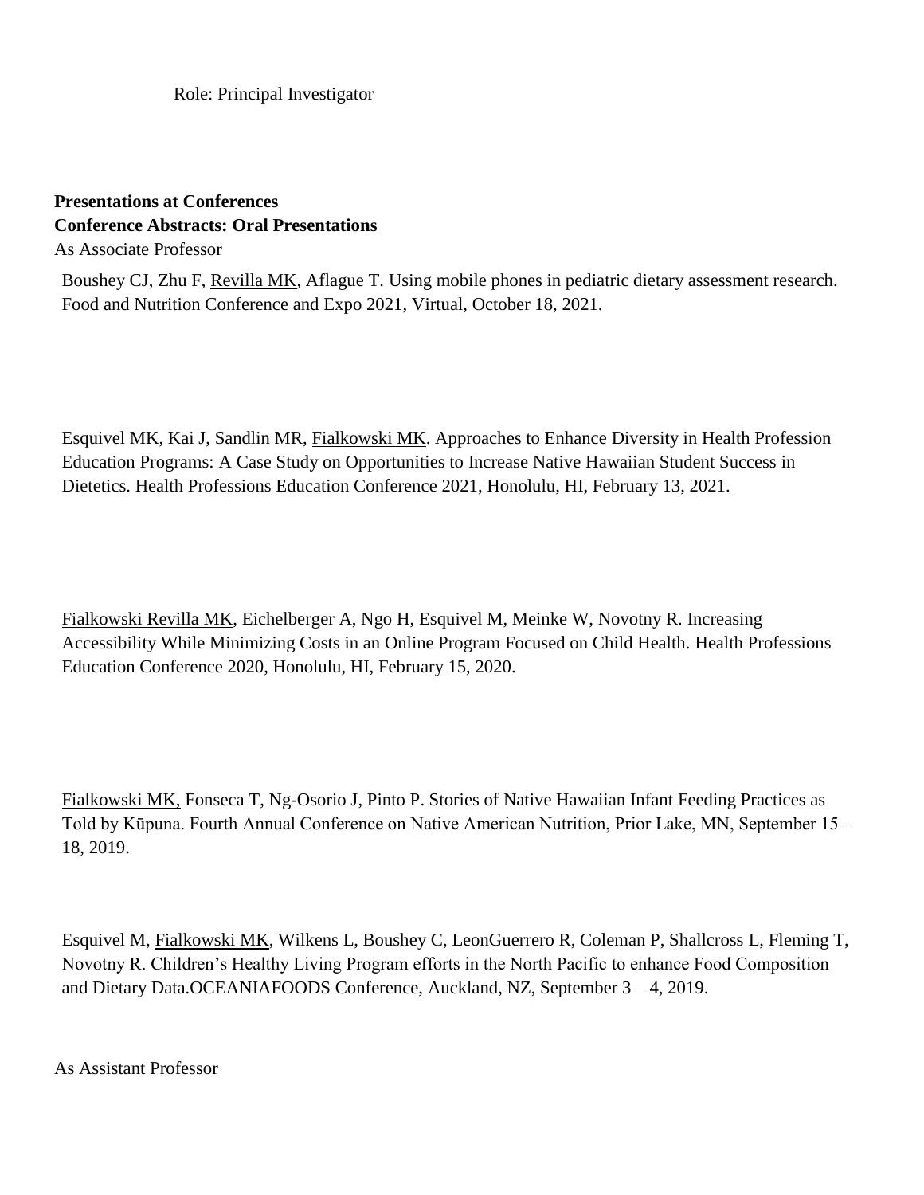Role: Principal Investigator

**Presentations at Conferences**

**Conference Abstracts: Oral Presentations**

As Associate Professor

Boushey CJ, Zhu F, Revilla MK, Aflague T. Using mobile phones in pediatric dietary assessment research. Food and Nutrition Conference and Expo 2021, Virtual, October 18, 2021.

Esquivel MK, Kai J, Sandlin MR, Fialkowski MK. Approaches to Enhance Diversity in Health Profession Education Programs: A Case Study on Opportunities to Increase Native Hawaiian Student Success in Dietetics. Health Professions Education Conference 2021, Honolulu, HI, February 13, 2021.

Fialkowski Revilla MK, Eichelberger A, Ngo H, Esquivel M, Meinke W, Novotny R. Increasing Accessibility While Minimizing Costs in an Online Program Focused on Child Health. Health Professions Education Conference 2020, Honolulu, HI, February 15, 2020.

Fialkowski MK, Fonseca T, Ng-Osorio J, Pinto P. Stories of Native Hawaiian Infant Feeding Practices as Told by Kūpuna. Fourth Annual Conference on Native American Nutrition, Prior Lake, MN, September 15 – 18, 2019.

Esquivel M, Fialkowski MK, Wilkens L, Boushey C, LeonGuerrero R, Coleman P, Shallcross L, Fleming T, Novotny R. Children's Healthy Living Program efforts in the North Pacific to enhance Food Composition and Dietary Data.OCEANIAFOODS Conference, Auckland, NZ, September 3 – 4, 2019.

As Assistant Professor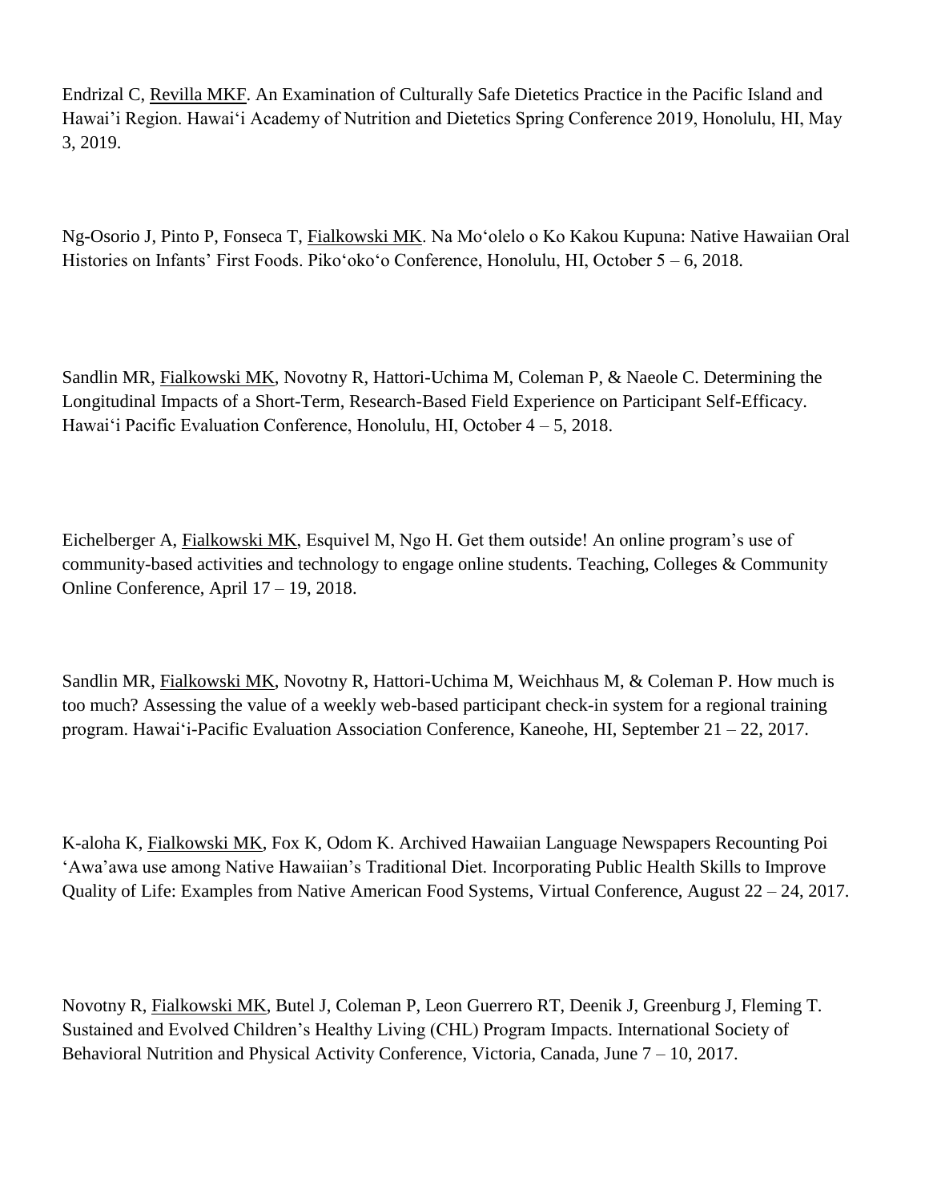Endrizal C, Revilla MKF. An Examination of Culturally Safe Dietetics Practice in the Pacific Island and Hawai'i Region. Hawai'i Academy of Nutrition and Dietetics Spring Conference 2019, Honolulu, HI, May 3, 2019.

Ng-Osorio J, Pinto P, Fonseca T, Fialkowski MK. Na Moʻolelo o Ko Kakou Kupuna: Native Hawaiian Oral Histories on Infants' First Foods. Pikoʻokoʻo Conference, Honolulu, HI, October 5 – 6, 2018.

Sandlin MR, Fialkowski MK, Novotny R, Hattori-Uchima M, Coleman P, & Naeole C. Determining the Longitudinal Impacts of a Short-Term, Research-Based Field Experience on Participant Self-Efficacy. Hawaiʻi Pacific Evaluation Conference, Honolulu, HI, October 4 – 5, 2018.

Eichelberger A, Fialkowski MK, Esquivel M, Ngo H. Get them outside! An online program's use of community-based activities and technology to engage online students. Teaching, Colleges & Community Online Conference, April 17 – 19, 2018.

Sandlin MR, Fialkowski MK, Novotny R, Hattori-Uchima M, Weichhaus M, & Coleman P. How much is too much? Assessing the value of a weekly web-based participant check-in system for a regional training program. Hawaiʻi-Pacific Evaluation Association Conference, Kaneohe, HI, September 21 – 22, 2017.

K-aloha K, Fialkowski MK, Fox K, Odom K. Archived Hawaiian Language Newspapers Recounting Poi 'Awa'awa use among Native Hawaiian's Traditional Diet. Incorporating Public Health Skills to Improve Quality of Life: Examples from Native American Food Systems, Virtual Conference, August 22 – 24, 2017.

Novotny R, Fialkowski MK, Butel J, Coleman P, Leon Guerrero RT, Deenik J, Greenburg J, Fleming T. Sustained and Evolved Children's Healthy Living (CHL) Program Impacts. International Society of Behavioral Nutrition and Physical Activity Conference, Victoria, Canada, June 7 – 10, 2017.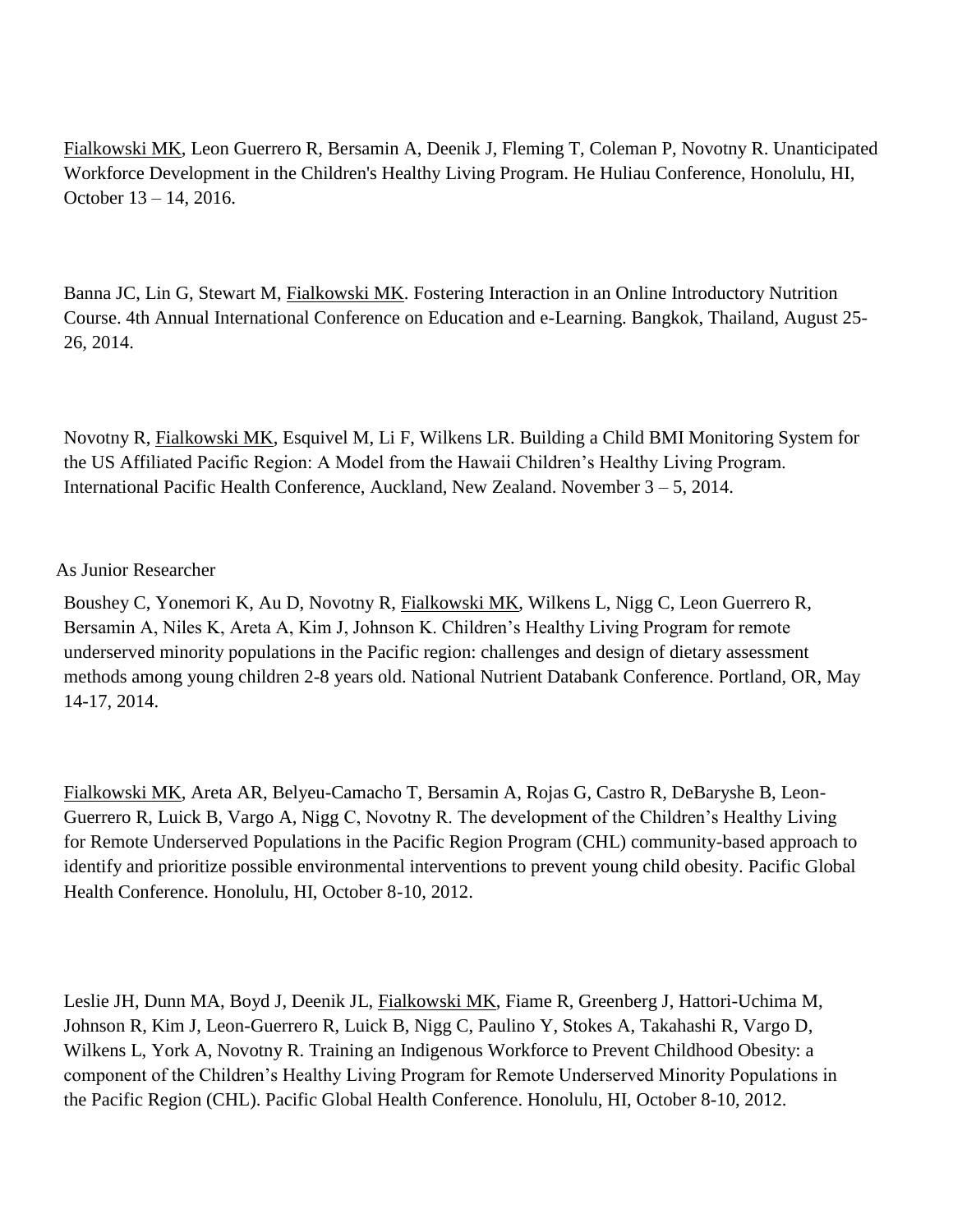Fialkowski MK, Leon Guerrero R, Bersamin A, Deenik J, Fleming T, Coleman P, Novotny R. Unanticipated Workforce Development in the Children's Healthy Living Program. He Huliau Conference, Honolulu, HI, October 13 – 14, 2016.

Banna JC, Lin G, Stewart M, Fialkowski MK. Fostering Interaction in an Online Introductory Nutrition Course. 4th Annual International Conference on Education and e-Learning. Bangkok, Thailand, August 25-26, 2014.

Novotny R, Fialkowski MK, Esquivel M, Li F, Wilkens LR. Building a Child BMI Monitoring System for the US Affiliated Pacific Region: A Model from the Hawaii Children's Healthy Living Program. International Pacific Health Conference, Auckland, New Zealand. November 3 – 5, 2014.

As Junior Researcher

Boushey C, Yonemori K, Au D, Novotny R, Fialkowski MK, Wilkens L, Nigg C, Leon Guerrero R, Bersamin A, Niles K, Areta A, Kim J, Johnson K. Children's Healthy Living Program for remote underserved minority populations in the Pacific region: challenges and design of dietary assessment methods among young children 2-8 years old. National Nutrient Databank Conference. Portland, OR, May 14-17, 2014.

Fialkowski MK, Areta AR, Belyeu-Camacho T, Bersamin A, Rojas G, Castro R, DeBaryshe B, Leon-Guerrero R, Luick B, Vargo A, Nigg C, Novotny R. The development of the Children's Healthy Living for Remote Underserved Populations in the Pacific Region Program (CHL) community-based approach to identify and prioritize possible environmental interventions to prevent young child obesity. Pacific Global Health Conference. Honolulu, HI, October 8-10, 2012.

Leslie JH, Dunn MA, Boyd J, Deenik JL, Fialkowski MK, Fiame R, Greenberg J, Hattori-Uchima M, Johnson R, Kim J, Leon-Guerrero R, Luick B, Nigg C, Paulino Y, Stokes A, Takahashi R, Vargo D, Wilkens L, York A, Novotny R. Training an Indigenous Workforce to Prevent Childhood Obesity: a component of the Children's Healthy Living Program for Remote Underserved Minority Populations in the Pacific Region (CHL). Pacific Global Health Conference. Honolulu, HI, October 8-10, 2012.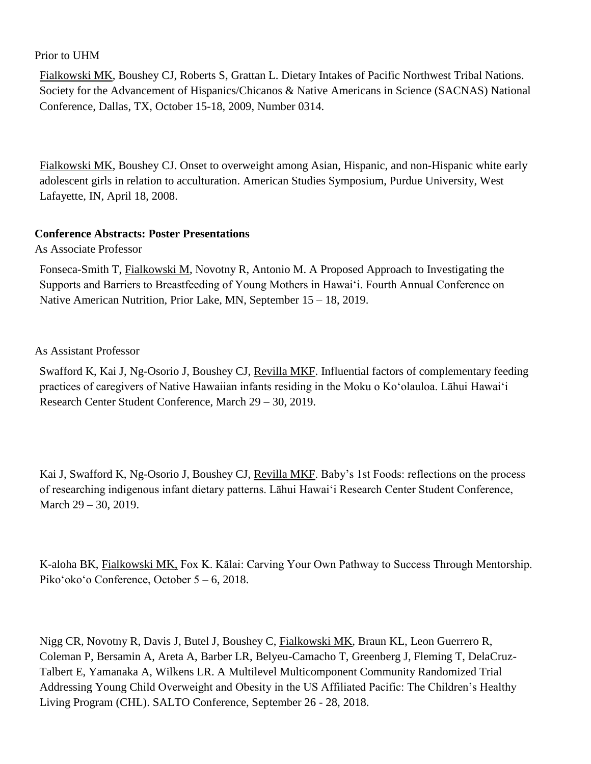Prior to UHM

Fialkowski MK, Boushey CJ, Roberts S, Grattan L. Dietary Intakes of Pacific Northwest Tribal Nations. Society for the Advancement of Hispanics/Chicanos & Native Americans in Science (SACNAS) National Conference, Dallas, TX, October 15-18, 2009, Number 0314.

Fialkowski MK, Boushey CJ. Onset to overweight among Asian, Hispanic, and non-Hispanic white early adolescent girls in relation to acculturation. American Studies Symposium, Purdue University, West Lafayette, IN, April 18, 2008.

**Conference Abstracts: Poster Presentations**

As Associate Professor

Fonseca-Smith T, Fialkowski M, Novotny R, Antonio M. A Proposed Approach to Investigating the Supports and Barriers to Breastfeeding of Young Mothers in Hawaiʻi. Fourth Annual Conference on Native American Nutrition, Prior Lake, MN, September 15 – 18, 2019.

As Assistant Professor

Swafford K, Kai J, Ng-Osorio J, Boushey CJ, Revilla MKF. Influential factors of complementary feeding practices of caregivers of Native Hawaiian infants residing in the Moku o Koʻolauloa. Lāhui Hawaiʻi Research Center Student Conference, March 29 – 30, 2019.

Kai J, Swafford K, Ng-Osorio J, Boushey CJ, Revilla MKF. Baby's 1st Foods: reflections on the process of researching indigenous infant dietary patterns. Lāhui Hawaiʻi Research Center Student Conference, March 29 – 30, 2019.

K-aloha BK, Fialkowski MK, Fox K. Kālai: Carving Your Own Pathway to Success Through Mentorship. Pikoʻokoʻo Conference, October 5 – 6, 2018.

Nigg CR, Novotny R, Davis J, Butel J, Boushey C, Fialkowski MK, Braun KL, Leon Guerrero R, Coleman P, Bersamin A, Areta A, Barber LR, Belyeu-Camacho T, Greenberg J, Fleming T, DelaCruz-Talbert E, Yamanaka A, Wilkens LR. A Multilevel Multicomponent Community Randomized Trial Addressing Young Child Overweight and Obesity in the US Affiliated Pacific: The Children's Healthy Living Program (CHL). SALTO Conference, September 26 - 28, 2018.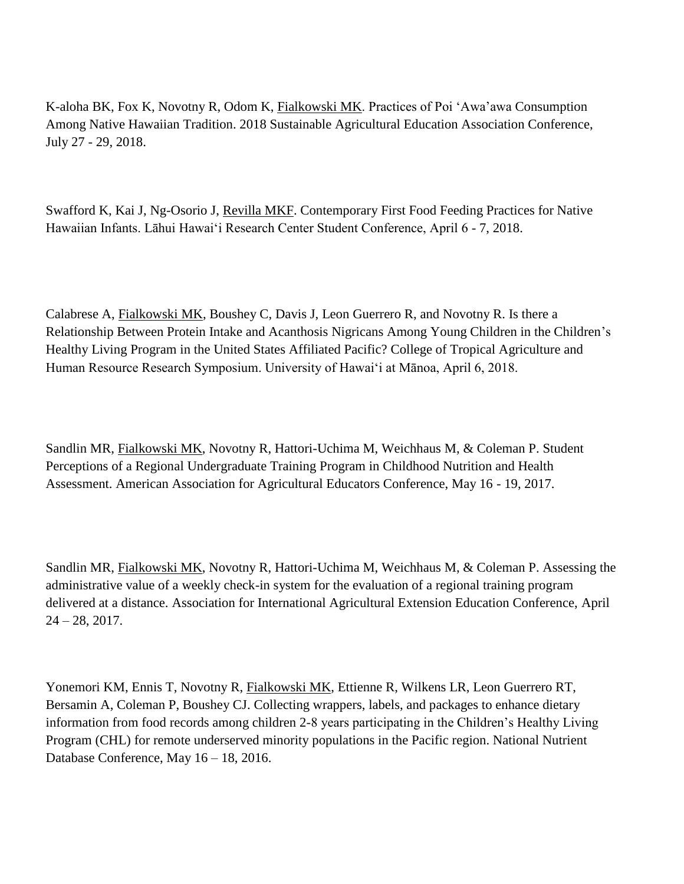K-aloha BK, Fox K, Novotny R, Odom K, Fialkowski MK. Practices of Poi ʻAwa'awa Consumption Among Native Hawaiian Tradition. 2018 Sustainable Agricultural Education Association Conference, July 27 - 29, 2018.

Swafford K, Kai J, Ng-Osorio J, Revilla MKF. Contemporary First Food Feeding Practices for Native Hawaiian Infants. Lāhui Hawaiʻi Research Center Student Conference, April 6 - 7, 2018.

Calabrese A, Fialkowski MK, Boushey C, Davis J, Leon Guerrero R, and Novotny R. Is there a Relationship Between Protein Intake and Acanthosis Nigricans Among Young Children in the Children's Healthy Living Program in the United States Affiliated Pacific? College of Tropical Agriculture and Human Resource Research Symposium. University of Hawaiʻi at Mānoa, April 6, 2018.

Sandlin MR, Fialkowski MK, Novotny R, Hattori-Uchima M, Weichhaus M, & Coleman P. Student Perceptions of a Regional Undergraduate Training Program in Childhood Nutrition and Health Assessment. American Association for Agricultural Educators Conference, May 16 - 19, 2017.

Sandlin MR, Fialkowski MK, Novotny R, Hattori-Uchima M, Weichhaus M, & Coleman P. Assessing the administrative value of a weekly check-in system for the evaluation of a regional training program delivered at a distance. Association for International Agricultural Extension Education Conference, April 24 – 28, 2017.

Yonemori KM, Ennis T, Novotny R, Fialkowski MK, Ettienne R, Wilkens LR, Leon Guerrero RT, Bersamin A, Coleman P, Boushey CJ. Collecting wrappers, labels, and packages to enhance dietary information from food records among children 2-8 years participating in the Children's Healthy Living Program (CHL) for remote underserved minority populations in the Pacific region. National Nutrient Database Conference, May 16 – 18, 2016.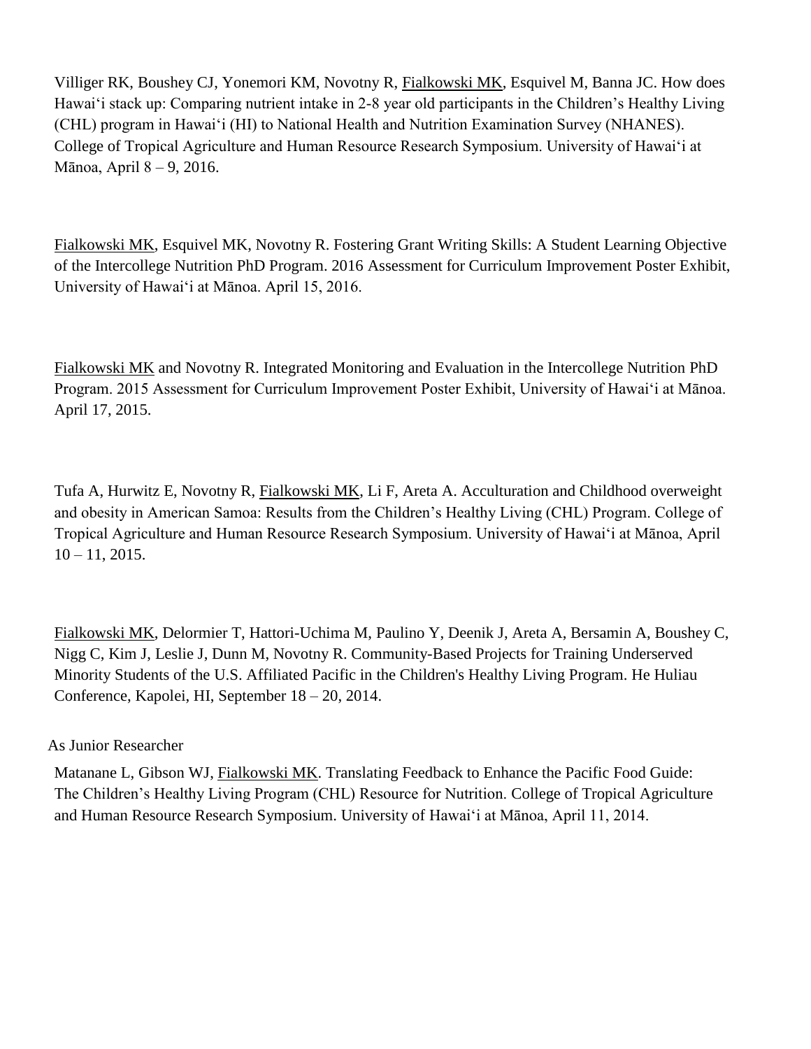Villiger RK, Boushey CJ, Yonemori KM, Novotny R, <u>Fialkowski MK</u>, Esquivel M, Banna JC. How does Hawaiʻi stack up: Comparing nutrient intake in 2-8 year old participants in the Children's Healthy Living (CHL) program in Hawaiʻi (HI) to National Health and Nutrition Examination Survey (NHANES). College of Tropical Agriculture and Human Resource Research Symposium. University of Hawaiʻi at Mānoa, April 8 – 9, 2016.

<u>Fialkowski MK</u>, Esquivel MK, Novotny R. Fostering Grant Writing Skills: A Student Learning Objective of the Intercollege Nutrition PhD Program. 2016 Assessment for Curriculum Improvement Poster Exhibit, University of Hawaiʻi at Mānoa. April 15, 2016.

<u>Fialkowski MK</u> and Novotny R. Integrated Monitoring and Evaluation in the Intercollege Nutrition PhD Program. 2015 Assessment for Curriculum Improvement Poster Exhibit, University of Hawaiʻi at Mānoa. April 17, 2015.

Tufa A, Hurwitz E, Novotny R, <u>Fialkowski MK</u>, Li F, Areta A. Acculturation and Childhood overweight and obesity in American Samoa: Results from the Children's Healthy Living (CHL) Program. College of Tropical Agriculture and Human Resource Research Symposium. University of Hawaiʻi at Mānoa, April 10 – 11, 2015.

<u>Fialkowski MK</u>, Delormier T, Hattori-Uchima M, Paulino Y, Deenik J, Areta A, Bersamin A, Boushey C, Nigg C, Kim J, Leslie J, Dunn M, Novotny R. Community-Based Projects for Training Underserved Minority Students of the U.S. Affiliated Pacific in the Children's Healthy Living Program. He Huliau Conference, Kapolei, HI, September 18 – 20, 2014.

As Junior Researcher

Matanane L, Gibson WJ, <u>Fialkowski MK</u>. Translating Feedback to Enhance the Pacific Food Guide: The Children's Healthy Living Program (CHL) Resource for Nutrition. College of Tropical Agriculture and Human Resource Research Symposium. University of Hawaiʻi at Mānoa, April 11, 2014.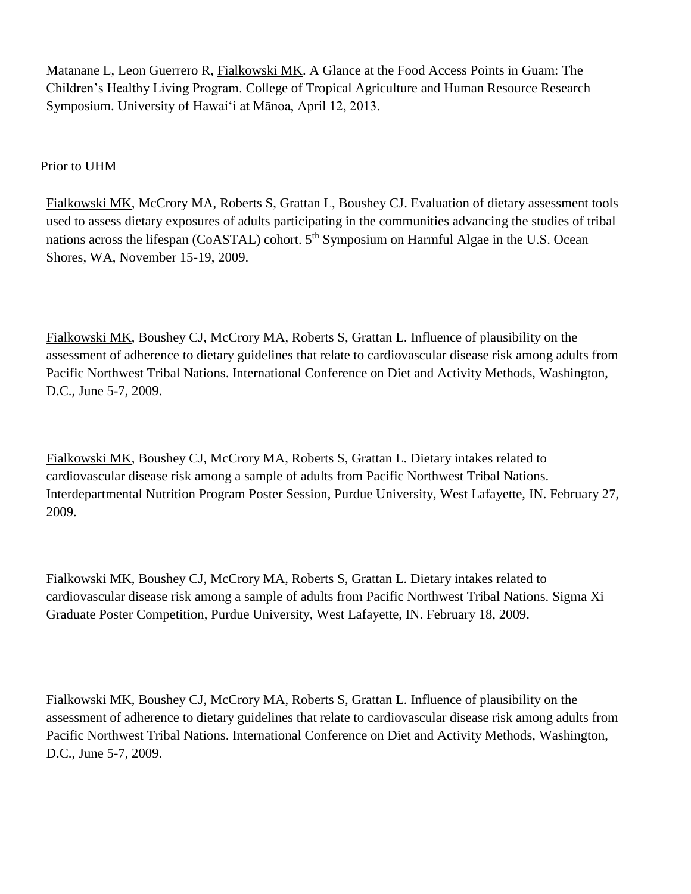Matanane L, Leon Guerrero R, Fialkowski MK. A Glance at the Food Access Points in Guam: The Children's Healthy Living Program. College of Tropical Agriculture and Human Resource Research Symposium. University of Hawaiʻi at Mānoa, April 12, 2013.

Prior to UHM

Fialkowski MK, McCrory MA, Roberts S, Grattan L, Boushey CJ. Evaluation of dietary assessment tools used to assess dietary exposures of adults participating in the communities advancing the studies of tribal nations across the lifespan (CoASTAL) cohort. 5th Symposium on Harmful Algae in the U.S. Ocean Shores, WA, November 15-19, 2009.

Fialkowski MK, Boushey CJ, McCrory MA, Roberts S, Grattan L. Influence of plausibility on the assessment of adherence to dietary guidelines that relate to cardiovascular disease risk among adults from Pacific Northwest Tribal Nations. International Conference on Diet and Activity Methods, Washington, D.C., June 5-7, 2009.

Fialkowski MK, Boushey CJ, McCrory MA, Roberts S, Grattan L. Dietary intakes related to cardiovascular disease risk among a sample of adults from Pacific Northwest Tribal Nations. Interdepartmental Nutrition Program Poster Session, Purdue University, West Lafayette, IN. February 27, 2009.

Fialkowski MK, Boushey CJ, McCrory MA, Roberts S, Grattan L. Dietary intakes related to cardiovascular disease risk among a sample of adults from Pacific Northwest Tribal Nations. Sigma Xi Graduate Poster Competition, Purdue University, West Lafayette, IN. February 18, 2009.

Fialkowski MK, Boushey CJ, McCrory MA, Roberts S, Grattan L. Influence of plausibility on the assessment of adherence to dietary guidelines that relate to cardiovascular disease risk among adults from Pacific Northwest Tribal Nations. International Conference on Diet and Activity Methods, Washington, D.C., June 5-7, 2009.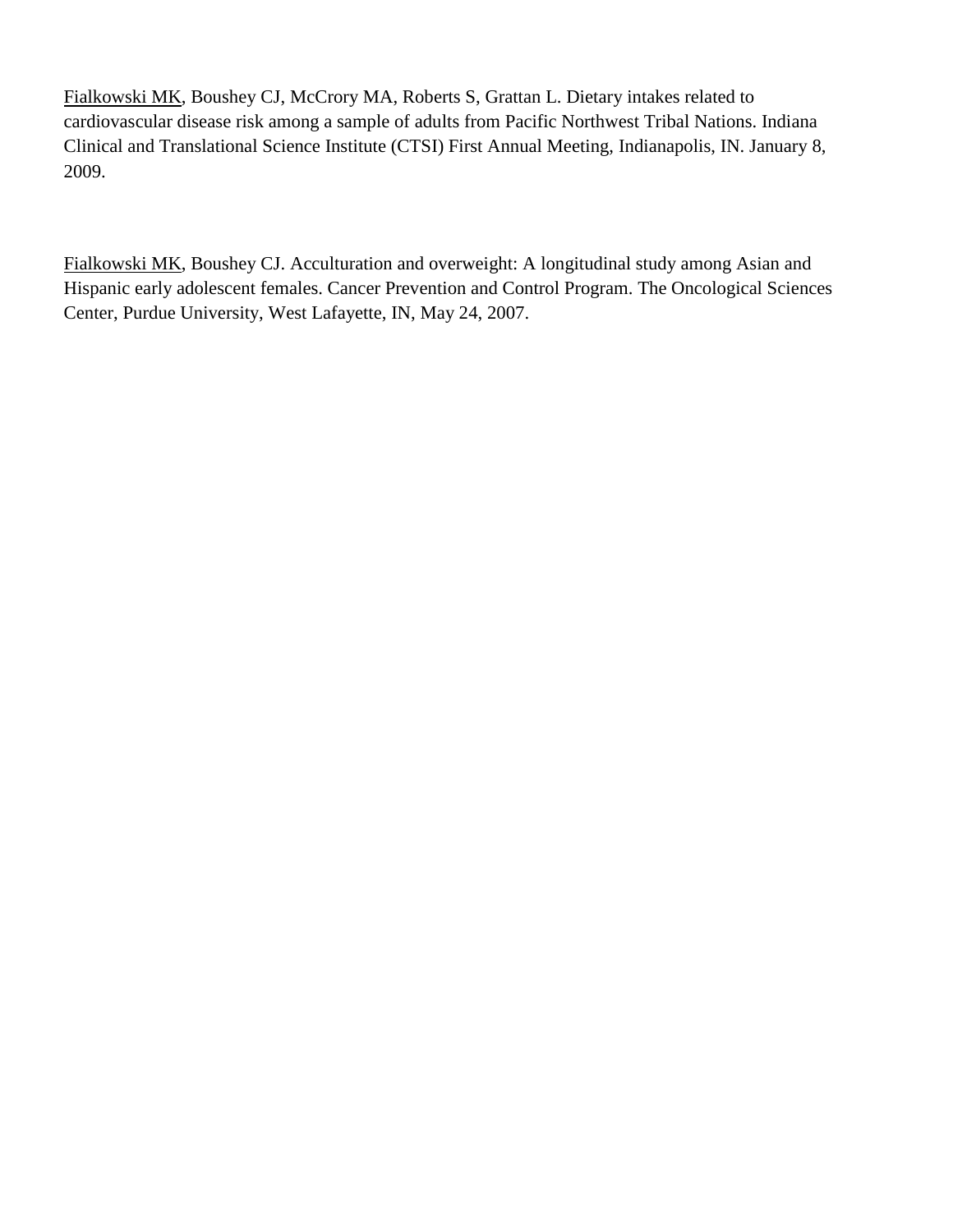<u>Fialkowski MK</u>, Boushey CJ, McCrory MA, Roberts S, Grattan L. Dietary intakes related to cardiovascular disease risk among a sample of adults from Pacific Northwest Tribal Nations. Indiana Clinical and Translational Science Institute (CTSI) First Annual Meeting, Indianapolis, IN. January 8, 2009.

<u>Fialkowski MK</u>, Boushey CJ. Acculturation and overweight: A longitudinal study among Asian and Hispanic early adolescent females. Cancer Prevention and Control Program. The Oncological Sciences Center, Purdue University, West Lafayette, IN, May 24, 2007.